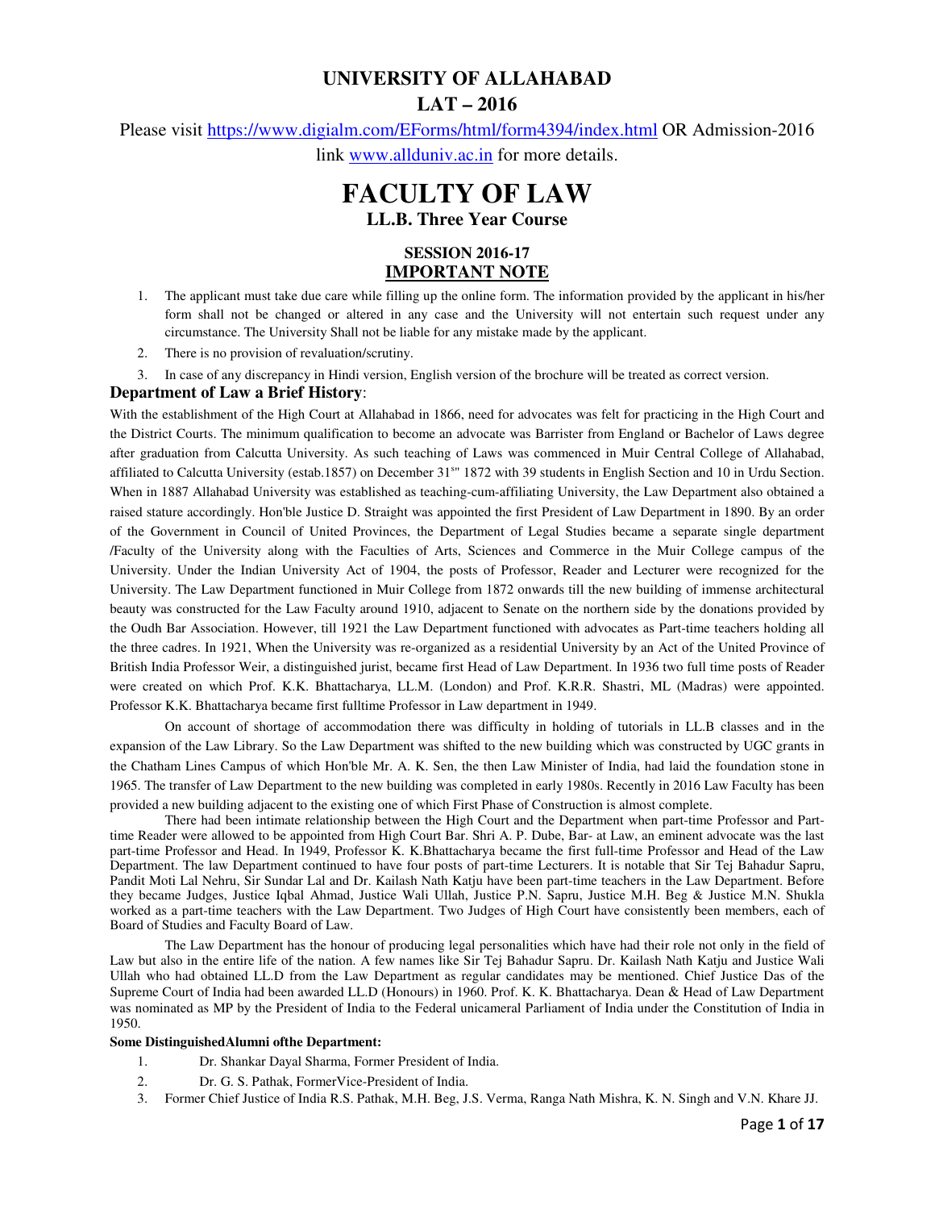# UNIVERSITY OF ALLAHABAD

## LAT – 2016

Please visit https://www.digialm.com/EForms/html/form4394/index.html OR Admission-2016 link www.allduniv.ac.in for more details.

# FACULTY OF LAW

## LL.B. Three Year Course

### SESSION 2016-17

### IMPORTANT NOTE

1. The applicant must take due care while filling up the online form. The information provided by the applicant in his/her form shall not be changed or altered in any case and the University will not entertain such request under any circumstance. The University Shall not be liable for any mistake made by the applicant.
2. There is no provision of revaluation/scrutiny.
3. In case of any discrepancy in Hindi version, English version of the brochure will be treated as correct version.

**Department of Law a Brief History**:

With the establishment of the High Court at Allahabad in 1866, need for advocates was felt for practicing in the High Court and the District Courts. The minimum qualification to become an advocate was Barrister from England or Bachelor of Laws degree after graduation from Calcutta University. As such teaching of Laws was commenced in Muir Central College of Allahabad, affiliated to Calcutta University (estab.1857) on December 31st 1872 with 39 students in English Section and 10 in Urdu Section. When in 1887 Allahabad University was established as teaching-cum-affiliating University, the Law Department also obtained a raised stature accordingly. Hon'ble Justice D. Straight was appointed the first President of Law Department in 1890. By an order of the Government in Council of United Provinces, the Department of Legal Studies became a separate single department /Faculty of the University along with the Faculties of Arts, Sciences and Commerce in the Muir College campus of the University. Under the Indian University Act of 1904, the posts of Professor, Reader and Lecturer were recognized for the University. The Law Department functioned in Muir College from 1872 onwards till the new building of immense architectural beauty was constructed for the Law Faculty around 1910, adjacent to Senate on the northern side by the donations provided by the Oudh Bar Association. However, till 1921 the Law Department functioned with advocates as Part-time teachers holding all the three cadres. In 1921, When the University was re-organized as a residential University by an Act of the United Province of British India Professor Weir, a distinguished jurist, became first Head of Law Department. In 1936 two full time posts of Reader were created on which Prof. K.K. Bhattacharya, LL.M. (London) and Prof. K.R.R. Shastri, ML (Madras) were appointed. Professor K.K. Bhattacharya became first fulltime Professor in Law department in 1949.

On account of shortage of accommodation there was difficulty in holding of tutorials in LL.B classes and in the expansion of the Law Library. So the Law Department was shifted to the new building which was constructed by UGC grants in the Chatham Lines Campus of which Hon'ble Mr. A. K. Sen, the then Law Minister of India, had laid the foundation stone in 1965. The transfer of Law Department to the new building was completed in early 1980s. Recently in 2016 Law Faculty has been provided a new building adjacent to the existing one of which First Phase of Construction is almost complete.

There had been intimate relationship between the High Court and the Department when part-time Professor and Part-time Reader were allowed to be appointed from High Court Bar. Shri A. P. Dube, Bar- at Law, an eminent advocate was the last part-time Professor and Head. In 1949, Professor K. K.Bhattacharya became the first full-time Professor and Head of the Law Department. The law Department continued to have four posts of part-time Lecturers. It is notable that Sir Tej Bahadur Sapru, Pandit Moti Lal Nehru, Sir Sundar Lal and Dr. Kailash Nath Katju have been part-time teachers in the Law Department. Before they became Judges, Justice Iqbal Ahmad, Justice Wali Ullah, Justice P.N. Sapru, Justice M.H. Beg & Justice M.N. Shukla worked as a part-time teachers with the Law Department. Two Judges of High Court have consistently been members, each of Board of Studies and Faculty Board of Law.

The Law Department has the honour of producing legal personalities which have had their role not only in the field of Law but also in the entire life of the nation. A few names like Sir Tej Bahadur Sapru. Dr. Kailash Nath Katju and Justice Wali Ullah who had obtained LL.D from the Law Department as regular candidates may be mentioned. Chief Justice Das of the Supreme Court of India had been awarded LL.D (Honours) in 1960. Prof. K. K. Bhattacharya. Dean & Head of Law Department was nominated as MP by the President of India to the Federal unicameral Parliament of India under the Constitution of India in 1950.

**Some DistinguishedAlumni ofthe Department:**

1. Dr. Shankar Dayal Sharma, Former President of India.
2. Dr. G. S. Pathak, FormerVice-President of India.
3. Former Chief Justice of India R.S. Pathak, M.H. Beg, J.S. Verma, Ranga Nath Mishra, K. N. Singh and V.N. Khare JJ.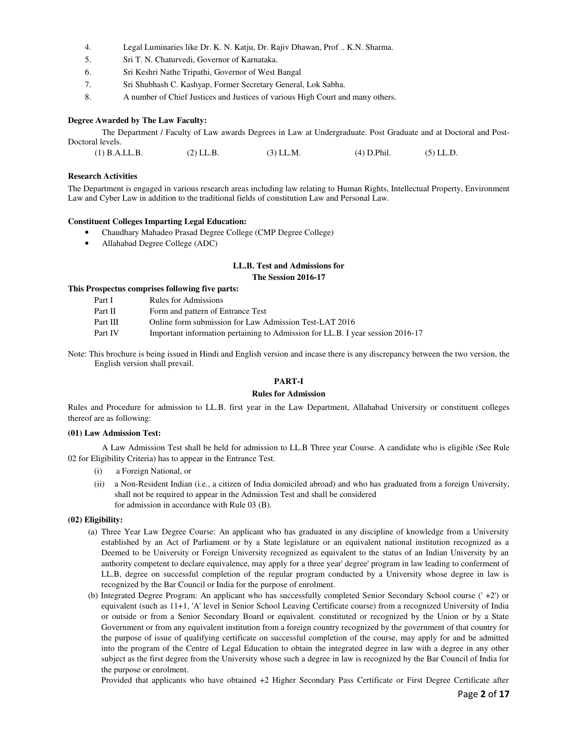4. Legal Luminaries like Dr. K. N. Katju, Dr. Rajiv Dhawan, Prof .. K.N. Sharma.
5. Sri T. N. Chaturvedi, Governor of Karnataka.
6. Sri Keshri Nathe Tripathi, Governor of West Bangal
7. Sri Shubhash C. Kashyap, Former Secretary General, Lok Sabha.
8. A number of Chief Justices and Justices of various High Court and many others.

**Degree Awarded by The Law Faculty:**

The Department / Faculty of Law awards Degrees in Law at Undergraduate. Post Graduate and at Doctoral and Post-Doctoral levels.

(1) B.A.LL.B. (2) LL.B. (3) LL.M. (4) D.Phil. (5) LL.D.

**Research Activities**

The Department is engaged in various research areas including law relating to Human Rights, Intellectual Property, Environment Law and Cyber Law in addition to the traditional fields of constitution Law and Personal Law.

**Constituent Colleges Imparting Legal Education:**

- Chaudhary Mahadeo Prasad Degree College (CMP Degree College)
- Allahabad Degree College (ADC)

**LL.B. Test and Admissions for**
**The Session 2016-17**

**This Prospectus comprises following five parts:**

| | |
|---|---|
| Part I | Rules for Admissions |
| Part II | Form and pattern of Entrance Test |
| Part III | Online form submission for Law Admission Test-LAT 2016 |
| Part IV | Important information pertaining to Admission for LL.B. I year session 2016-17 |

Note: This brochure is being issued in Hindi and English version and incase there is any discrepancy between the two version, the English version shall prevail.

## PART-I

### Rules for Admission

Rules and Procedure for admission to LL.B. first year in the Law Department, Allahabad University or constituent colleges thereof are as following:

**(01) Law Admission Test:**

A Law Admission Test shall be held for admission to LL.B Three year Course. A candidate who is eligible (See Rule 02 for Eligibility Criteria) has to appear in the Entrance Test.

(i) a Foreign National, or

(ii) a Non-Resident Indian (i.e., a citizen of India domiciled abroad) and who has graduated from a foreign University, shall not be required to appear in the Admission Test and shall be considered for admission in accordance with Rule 03 (B).

**(02) Eligibility:**

(a) Three Year Law Degree Course: An applicant who has graduated in any discipline of knowledge from a University established by an Act of Parliament or by a State legislature or an equivalent national institution recognized as a Deemed to be University or Foreign University recognized as equivalent to the status of an Indian University by an authority competent to declare equivalence, may apply for a three year' degree' program in law leading to conferment of LL.B, degree on successful completion of the regular program conducted by a University whose degree in law is recognized by the Bar Council or India for the purpose of enrolment.

(b) Integrated Degree Program: An applicant who has successfully completed Senior Secondary School course (' +2') or equivalent (such as 11+1, 'A' level in Senior School Leaving Certificate course) from a recognized University of India or outside or from a Senior Secondary Board or equivalent. constituted or recognized by the Union or by a State Government or from any equivalent institution from a foreign country recognized by the government of that country for the purpose of issue of qualifying certificate on successful completion of the course, may apply for and be admitted into the program of the Centre of Legal Education to obtain the integrated degree in law with a degree in any other subject as the first degree from the University whose such a degree in law is recognized by the Bar Council of India for the purpose or enrolment.

Provided that applicants who have obtained +2 Higher Secondary Pass Certificate or First Degree Certificate after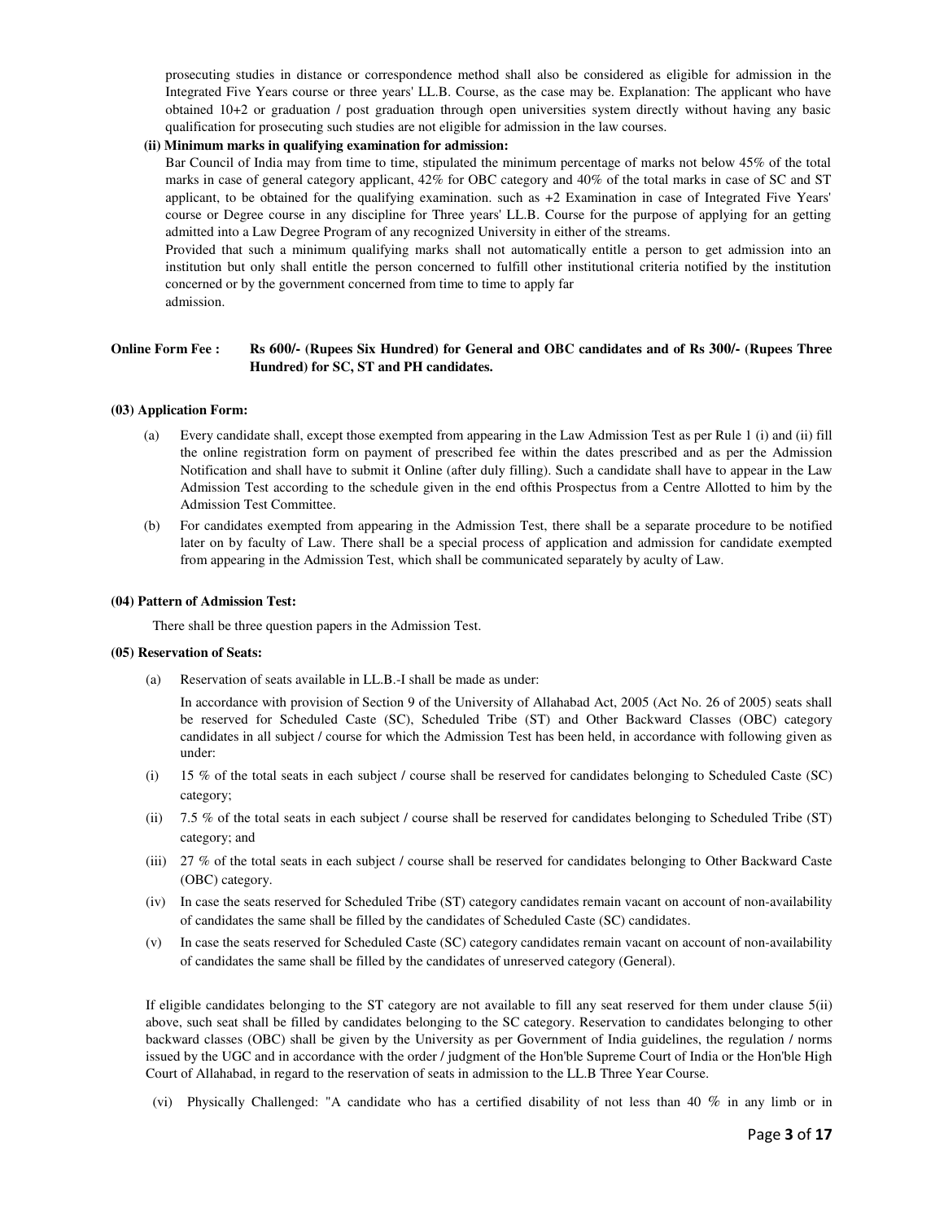prosecuting studies in distance or correspondence method shall also be considered as eligible for admission in the Integrated Five Years course or three years' LL.B. Course, as the case may be. Explanation: The applicant who have obtained 10+2 or graduation / post graduation through open universities system directly without having any basic qualification for prosecuting such studies are not eligible for admission in the law courses.

**(ii) Minimum marks in qualifying examination for admission:**

Bar Council of India may from time to time, stipulated the minimum percentage of marks not below 45% of the total marks in case of general category applicant, 42% for OBC category and 40% of the total marks in case of SC and ST applicant, to be obtained for the qualifying examination. such as +2 Examination in case of Integrated Five Years' course or Degree course in any discipline for Three years' LL.B. Course for the purpose of applying for an getting admitted into a Law Degree Program of any recognized University in either of the streams.

Provided that such a minimum qualifying marks shall not automatically entitle a person to get admission into an institution but only shall entitle the person concerned to fulfill other institutional criteria notified by the institution concerned or by the government concerned from time to time to apply far admission.

**Online Form Fee : Rs 600/- (Rupees Six Hundred) for General and OBC candidates and of Rs 300/- (Rupees Three Hundred) for SC, ST and PH candidates.**

**(03) Application Form:**

(a) Every candidate shall, except those exempted from appearing in the Law Admission Test as per Rule 1 (i) and (ii) fill the online registration form on payment of prescribed fee within the dates prescribed and as per the Admission Notification and shall have to submit it Online (after duly filling). Such a candidate shall have to appear in the Law Admission Test according to the schedule given in the end ofthis Prospectus from a Centre Allotted to him by the Admission Test Committee.

(b) For candidates exempted from appearing in the Admission Test, there shall be a separate procedure to be notified later on by faculty of Law. There shall be a special process of application and admission for candidate exempted from appearing in the Admission Test, which shall be communicated separately by aculty of Law.

**(04) Pattern of Admission Test:**

There shall be three question papers in the Admission Test.

**(05) Reservation of Seats:**

(a) Reservation of seats available in LL.B.-I shall be made as under:

In accordance with provision of Section 9 of the University of Allahabad Act, 2005 (Act No. 26 of 2005) seats shall be reserved for Scheduled Caste (SC), Scheduled Tribe (ST) and Other Backward Classes (OBC) category candidates in all subject / course for which the Admission Test has been held, in accordance with following given as under:

(i) 15 % of the total seats in each subject / course shall be reserved for candidates belonging to Scheduled Caste (SC) category;

(ii) 7.5 % of the total seats in each subject / course shall be reserved for candidates belonging to Scheduled Tribe (ST) category; and

(iii) 27 % of the total seats in each subject / course shall be reserved for candidates belonging to Other Backward Caste (OBC) category.

(iv) In case the seats reserved for Scheduled Tribe (ST) category candidates remain vacant on account of non-availability of candidates the same shall be filled by the candidates of Scheduled Caste (SC) candidates.

(v) In case the seats reserved for Scheduled Caste (SC) category candidates remain vacant on account of non-availability of candidates the same shall be filled by the candidates of unreserved category (General).

If eligible candidates belonging to the ST category are not available to fill any seat reserved for them under clause 5(ii) above, such seat shall be filled by candidates belonging to the SC category. Reservation to candidates belonging to other backward classes (OBC) shall be given by the University as per Government of India guidelines, the regulation / norms issued by the UGC and in accordance with the order / judgment of the Hon'ble Supreme Court of India or the Hon'ble High Court of Allahabad, in regard to the reservation of seats in admission to the LL.B Three Year Course.

(vi) Physically Challenged: "A candidate who has a certified disability of not less than 40 % in any limb or in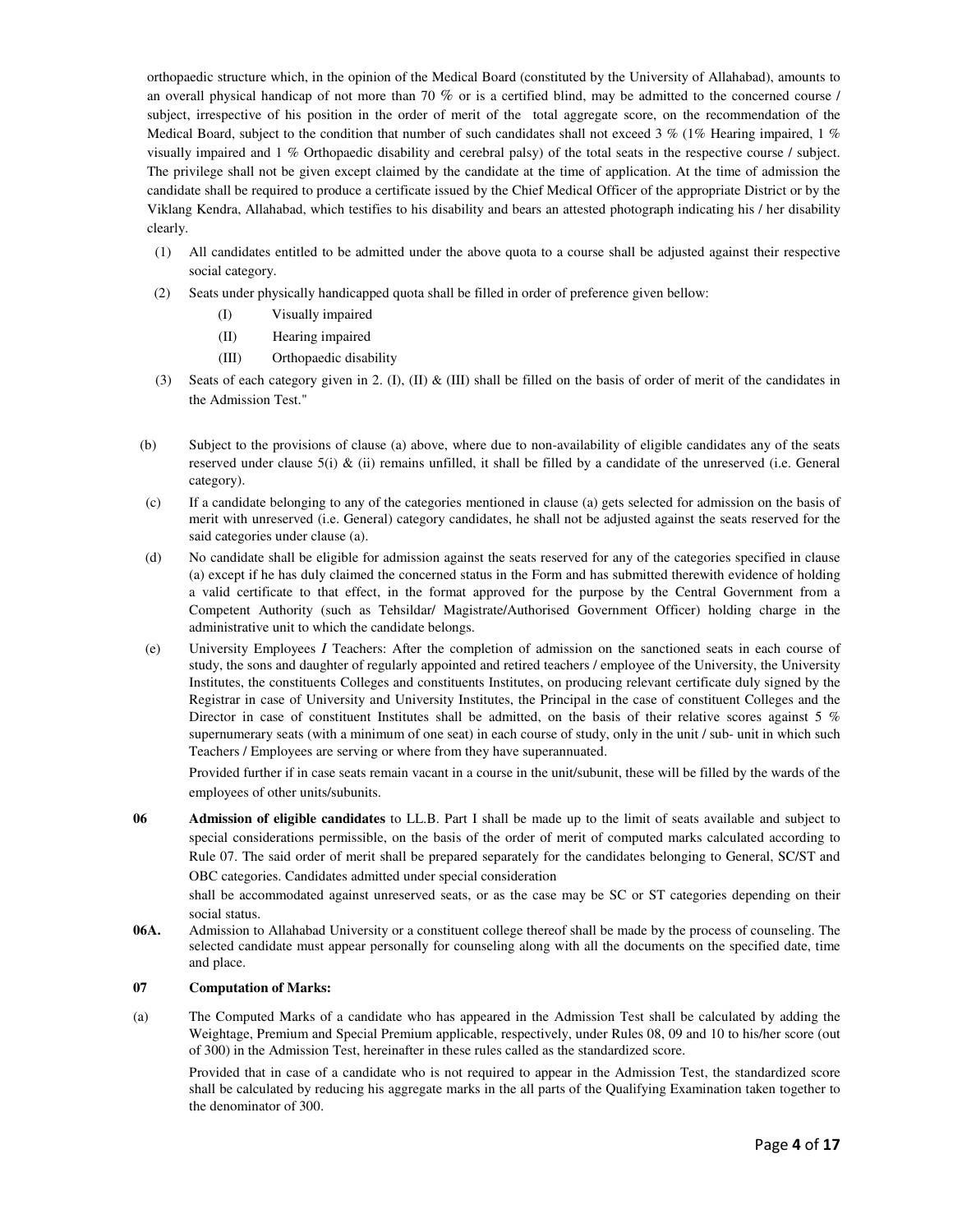orthopaedic structure which, in the opinion of the Medical Board (constituted by the University of Allahabad), amounts to an overall physical handicap of not more than 70 % or is a certified blind, may be admitted to the concerned course / subject, irrespective of his position in the order of merit of the total aggregate score, on the recommendation of the Medical Board, subject to the condition that number of such candidates shall not exceed 3 % (1% Hearing impaired, 1 % visually impaired and 1 % Orthopaedic disability and cerebral palsy) of the total seats in the respective course / subject. The privilege shall not be given except claimed by the candidate at the time of application. At the time of admission the candidate shall be required to produce a certificate issued by the Chief Medical Officer of the appropriate District or by the Viklang Kendra, Allahabad, which testifies to his disability and bears an attested photograph indicating his / her disability clearly.

(1) All candidates entitled to be admitted under the above quota to a course shall be adjusted against their respective social category.

(2) Seats under physically handicapped quota shall be filled in order of preference given bellow:

   (I) Visually impaired

   (II) Hearing impaired

   (III) Orthopaedic disability

(3) Seats of each category given in 2. (I), (II) & (III) shall be filled on the basis of order of merit of the candidates in the Admission Test."

(b) Subject to the provisions of clause (a) above, where due to non-availability of eligible candidates any of the seats reserved under clause 5(i) & (ii) remains unfilled, it shall be filled by a candidate of the unreserved (i.e. General category).

(c) If a candidate belonging to any of the categories mentioned in clause (a) gets selected for admission on the basis of merit with unreserved (i.e. General) category candidates, he shall not be adjusted against the seats reserved for the said categories under clause (a).

(d) No candidate shall be eligible for admission against the seats reserved for any of the categories specified in clause (a) except if he has duly claimed the concerned status in the Form and has submitted therewith evidence of holding a valid certificate to that effect, in the format approved for the purpose by the Central Government from a Competent Authority (such as Tehsildar/ Magistrate/Authorised Government Officer) holding charge in the administrative unit to which the candidate belongs.

(e) University Employees *I* Teachers: After the completion of admission on the sanctioned seats in each course of study, the sons and daughter of regularly appointed and retired teachers / employee of the University, the University Institutes, the constituents Colleges and constituents Institutes, on producing relevant certificate duly signed by the Registrar in case of University and University Institutes, the Principal in the case of constituent Colleges and the Director in case of constituent Institutes shall be admitted, on the basis of their relative scores against 5 % supernumerary seats (with a minimum of one seat) in each course of study, only in the unit / sub- unit in which such Teachers / Employees are serving or where from they have superannuated.

Provided further if in case seats remain vacant in a course in the unit/subunit, these will be filled by the wards of the employees of other units/subunits.

**06** **Admission of eligible candidates** to LL.B. Part I shall be made up to the limit of seats available and subject to special considerations permissible, on the basis of the order of merit of computed marks calculated according to Rule 07. The said order of merit shall be prepared separately for the candidates belonging to General, SC/ST and OBC categories. Candidates admitted under special consideration shall be accommodated against unreserved seats, or as the case may be SC or ST categories depending on their social status.

**06A.** Admission to Allahabad University or a constituent college thereof shall be made by the process of counseling. The selected candidate must appear personally for counseling along with all the documents on the specified date, time and place.

**07 Computation of Marks:**

(a) The Computed Marks of a candidate who has appeared in the Admission Test shall be calculated by adding the Weightage, Premium and Special Premium applicable, respectively, under Rules 08, 09 and 10 to his/her score (out of 300) in the Admission Test, hereinafter in these rules called as the standardized score.

Provided that in case of a candidate who is not required to appear in the Admission Test, the standardized score shall be calculated by reducing his aggregate marks in the all parts of the Qualifying Examination taken together to the denominator of 300.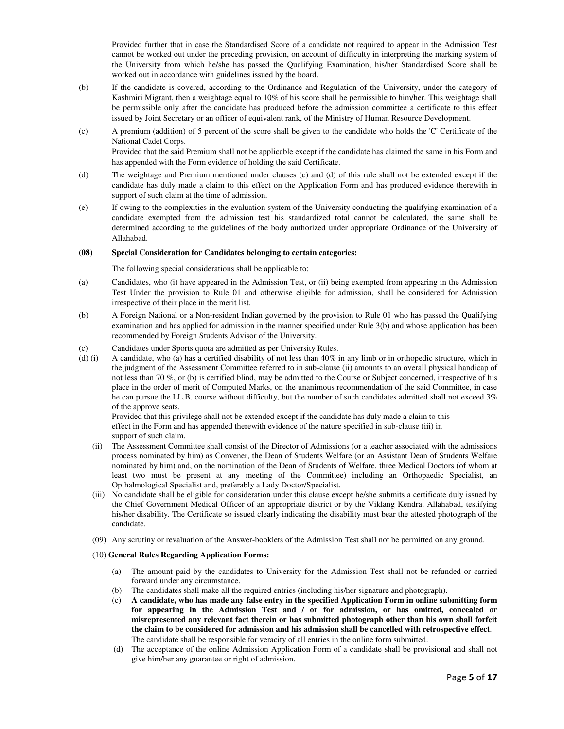Provided further that in case the Standardised Score of a candidate not required to appear in the Admission Test cannot be worked out under the preceding provision, on account of difficulty in interpreting the marking system of the University from which he/she has passed the Qualifying Examination, his/her Standardised Score shall be worked out in accordance with guidelines issued by the board.

(b) If the candidate is covered, according to the Ordinance and Regulation of the University, under the category of Kashmiri Migrant, then a weightage equal to 10% of his score shall be permissible to him/her. This weightage shall be permissible only after the candidate has produced before the admission committee a certificate to this effect issued by Joint Secretary or an officer of equivalent rank, of the Ministry of Human Resource Development.

(c) A premium (addition) of 5 percent of the score shall be given to the candidate who holds the 'C' Certificate of the National Cadet Corps.
Provided that the said Premium shall not be applicable except if the candidate has claimed the same in his Form and has appended with the Form evidence of holding the said Certificate.

(d) The weightage and Premium mentioned under clauses (c) and (d) of this rule shall not be extended except if the candidate has duly made a claim to this effect on the Application Form and has produced evidence therewith in support of such claim at the time of admission.

(e) If owing to the complexities in the evaluation system of the University conducting the qualifying examination of a candidate exempted from the admission test his standardized total cannot be calculated, the same shall be determined according to the guidelines of the body authorized under appropriate Ordinance of the University of Allahabad.

**(08) Special Consideration for Candidates belonging to certain categories:**

The following special considerations shall be applicable to:

(a) Candidates, who (i) have appeared in the Admission Test, or (ii) being exempted from appearing in the Admission Test Under the provision to Rule 01 and otherwise eligible for admission, shall be considered for Admission irrespective of their place in the merit list.

(b) A Foreign National or a Non-resident Indian governed by the provision to Rule 01 who has passed the Qualifying examination and has applied for admission in the manner specified under Rule 3(b) and whose application has been recommended by Foreign Students Advisor of the University.

(c) Candidates under Sports quota are admitted as per University Rules.

(d) (i) A candidate, who (a) has a certified disability of not less than 40% in any limb or in orthopedic structure, which in the judgment of the Assessment Committee referred to in sub-clause (ii) amounts to an overall physical handicap of not less than 70 %, or (b) is certified blind, may be admitted to the Course or Subject concerned, irrespective of his place in the order of merit of Computed Marks, on the unanimous recommendation of the said Committee, in case he can pursue the LL.B. course without difficulty, but the number of such candidates admitted shall not exceed 3% of the approve seats.
Provided that this privilege shall not be extended except if the candidate has duly made a claim to this effect in the Form and has appended therewith evidence of the nature specified in sub-clause (iii) in support of such claim.

(ii) The Assessment Committee shall consist of the Director of Admissions (or a teacher associated with the admissions process nominated by him) as Convener, the Dean of Students Welfare (or an Assistant Dean of Students Welfare nominated by him) and, on the nomination of the Dean of Students of Welfare, three Medical Doctors (of whom at least two must be present at any meeting of the Committee) including an Orthopaedic Specialist, an Opthalmological Specialist and, preferably a Lady Doctor/Specialist.

(iii) No candidate shall be eligible for consideration under this clause except he/she submits a certificate duly issued by the Chief Government Medical Officer of an appropriate district or by the Viklang Kendra, Allahabad, testifying his/her disability. The Certificate so issued clearly indicating the disability must bear the attested photograph of the candidate.

(09) Any scrutiny or revaluation of the Answer-booklets of the Admission Test shall not be permitted on any ground.

(10) **General Rules Regarding Application Forms:**

(a) The amount paid by the candidates to University for the Admission Test shall not be refunded or carried forward under any circumstance.

(b) The candidates shall make all the required entries (including his/her signature and photograph).

(c) **A candidate, who has made any false entry in the specified Application Form in online submitting form for appearing in the Admission Test and / or for admission, or has omitted, concealed or misrepresented any relevant fact therein or has submitted photograph other than his own shall forfeit the claim to be considered for admission and his admission shall be cancelled with retrospective effect**.
The candidate shall be responsible for veracity of all entries in the online form submitted.

(d) The acceptance of the online Admission Application Form of a candidate shall be provisional and shall not give him/her any guarantee or right of admission.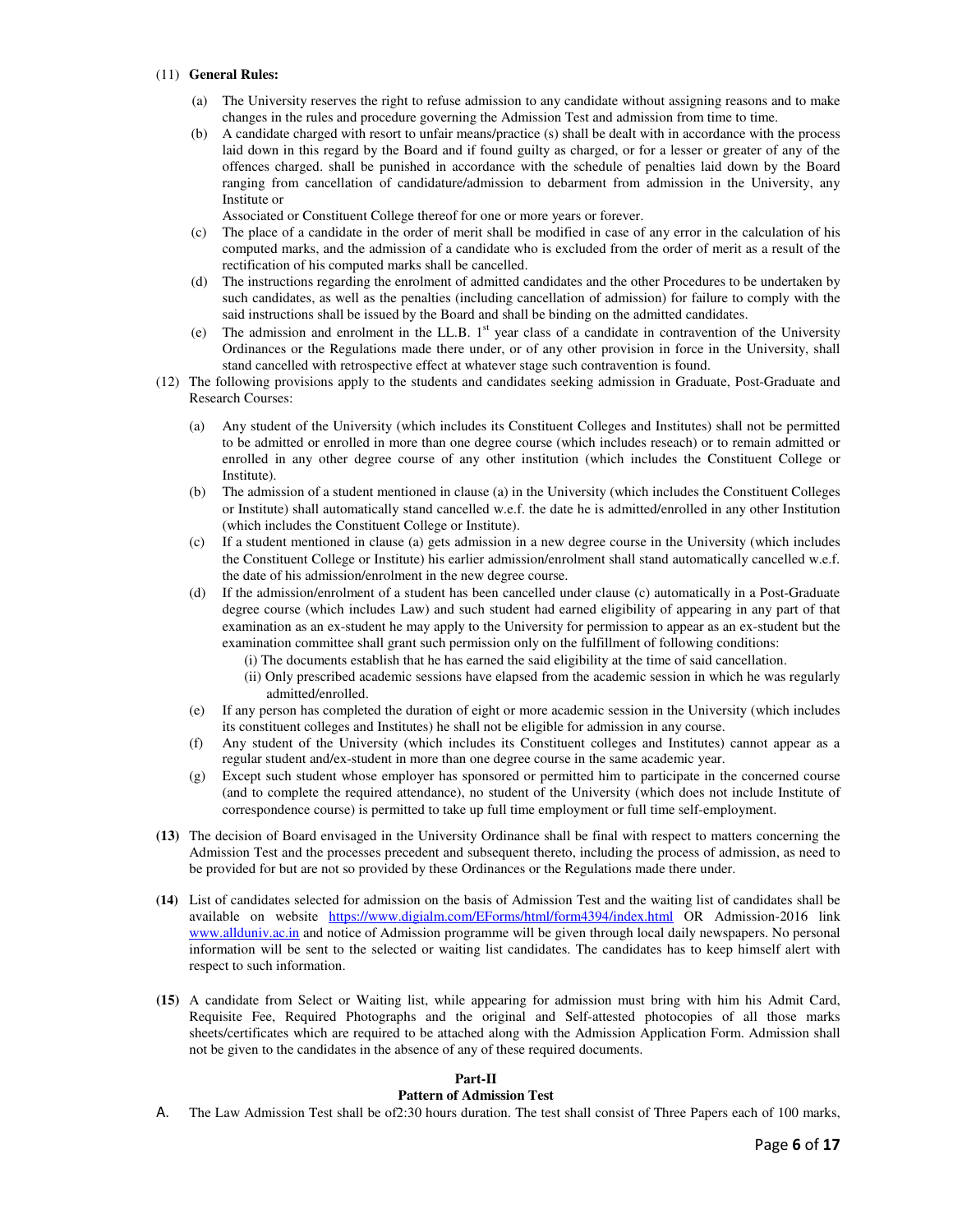(11) **General Rules:**

(a) The University reserves the right to refuse admission to any candidate without assigning reasons and to make changes in the rules and procedure governing the Admission Test and admission from time to time.

(b) A candidate charged with resort to unfair means/practice (s) shall be dealt with in accordance with the process laid down in this regard by the Board and if found guilty as charged, or for a lesser or greater of any of the offences charged. shall be punished in accordance with the schedule of penalties laid down by the Board ranging from cancellation of candidature/admission to debarment from admission in the University, any Institute or

Associated or Constituent College thereof for one or more years or forever.

(c) The place of a candidate in the order of merit shall be modified in case of any error in the calculation of his computed marks, and the admission of a candidate who is excluded from the order of merit as a result of the rectification of his computed marks shall be cancelled.

(d) The instructions regarding the enrolment of admitted candidates and the other Procedures to be undertaken by such candidates, as well as the penalties (including cancellation of admission) for failure to comply with the said instructions shall be issued by the Board and shall be binding on the admitted candidates.

(e) The admission and enrolment in the LL.B. 1st year class of a candidate in contravention of the University Ordinances or the Regulations made there under, or of any other provision in force in the University, shall stand cancelled with retrospective effect at whatever stage such contravention is found.

(12) The following provisions apply to the students and candidates seeking admission in Graduate, Post-Graduate and Research Courses:

(a) Any student of the University (which includes its Constituent Colleges and Institutes) shall not be permitted to be admitted or enrolled in more than one degree course (which includes reseach) or to remain admitted or enrolled in any other degree course of any other institution (which includes the Constituent College or Institute).

(b) The admission of a student mentioned in clause (a) in the University (which includes the Constituent Colleges or Institute) shall automatically stand cancelled w.e.f. the date he is admitted/enrolled in any other Institution (which includes the Constituent College or Institute).

(c) If a student mentioned in clause (a) gets admission in a new degree course in the University (which includes the Constituent College or Institute) his earlier admission/enrolment shall stand automatically cancelled w.e.f. the date of his admission/enrolment in the new degree course.

(d) If the admission/enrolment of a student has been cancelled under clause (c) automatically in a Post-Graduate degree course (which includes Law) and such student had earned eligibility of appearing in any part of that examination as an ex-student he may apply to the University for permission to appear as an ex-student but the examination committee shall grant such permission only on the fulfillment of following conditions:

(i) The documents establish that he has earned the said eligibility at the time of said cancellation.

(ii) Only prescribed academic sessions have elapsed from the academic session in which he was regularly admitted/enrolled.

(e) If any person has completed the duration of eight or more academic session in the University (which includes its constituent colleges and Institutes) he shall not be eligible for admission in any course.

(f) Any student of the University (which includes its Constituent colleges and Institutes) cannot appear as a regular student and/or ex-student in more than one degree course in the same academic year.

(g) Except such student whose employer has sponsored or permitted him to participate in the concerned course (and to complete the required attendance), no student of the University (which does not include Institute of correspondence course) is permitted to take up full time employment or full time self-employment.

**(13)** The decision of Board envisaged in the University Ordinance shall be final with respect to matters concerning the Admission Test and the processes precedent and subsequent thereto, including the process of admission, as need to be provided for but are not so provided by these Ordinances or the Regulations made there under.

**(14)** List of candidates selected for admission on the basis of Admission Test and the waiting list of candidates shall be available on website https://www.digialm.com/EForms/html/form4394/index.html OR Admission-2016 link www.allduniv.ac.in and notice of Admission programme will be given through local daily newspapers. No personal information will be sent to the selected or waiting list candidates. The candidates has to keep himself alert with respect to such information.

**(15)** A candidate from Select or Waiting list, while appearing for admission must bring with him his Admit Card, Requisite Fee, Required Photographs and the original and Self-attested photocopies of all those marks sheets/certificates which are required to be attached along with the Admission Application Form. Admission shall not be given to the candidates in the absence of any of these required documents.

**Part-II**

**Pattern of Admission Test**

A. The Law Admission Test shall be of2:30 hours duration. The test shall consist of Three Papers each of 100 marks,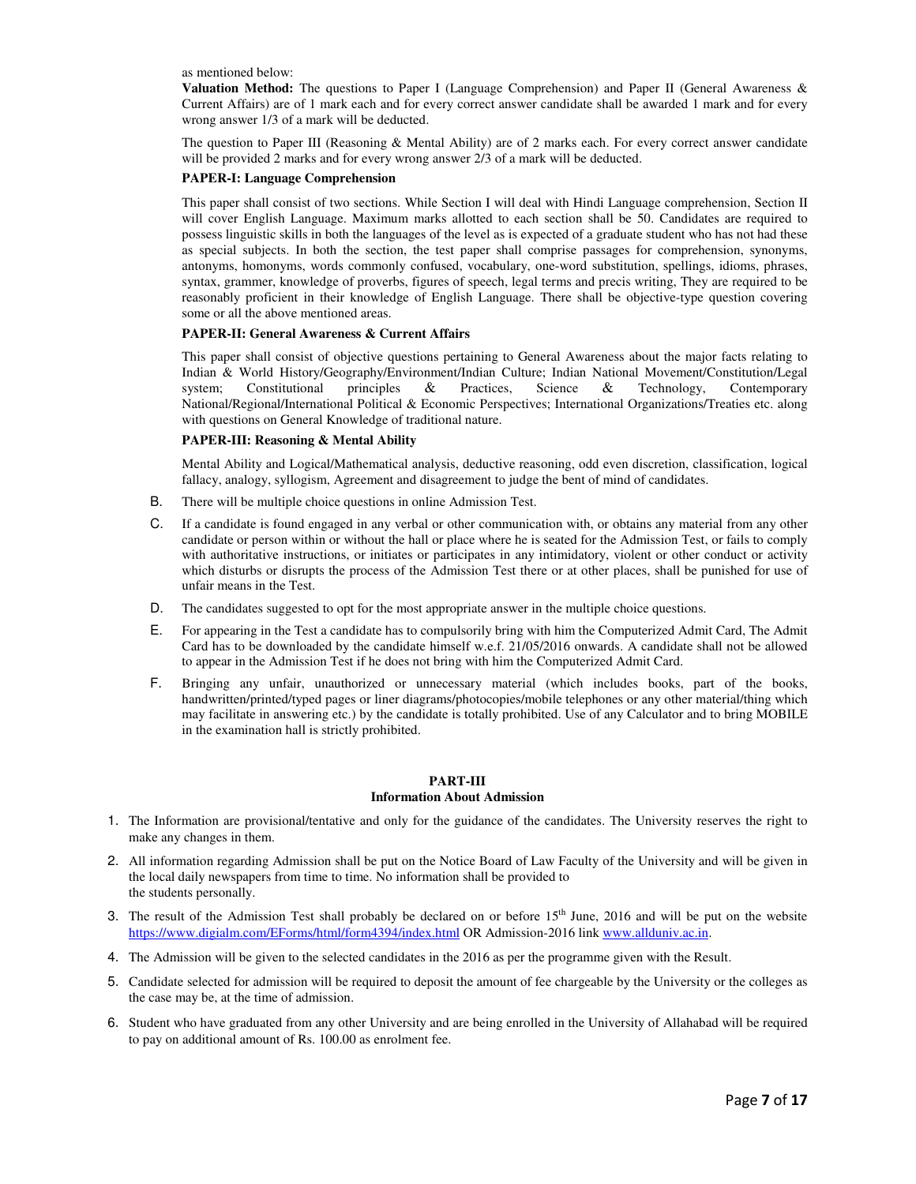as mentioned below:

**Valuation Method:** The questions to Paper I (Language Comprehension) and Paper II (General Awareness & Current Affairs) are of 1 mark each and for every correct answer candidate shall be awarded 1 mark and for every wrong answer 1/3 of a mark will be deducted.

The question to Paper III (Reasoning & Mental Ability) are of 2 marks each. For every correct answer candidate will be provided 2 marks and for every wrong answer 2/3 of a mark will be deducted.

**PAPER-I: Language Comprehension**

This paper shall consist of two sections. While Section I will deal with Hindi Language comprehension, Section II will cover English Language. Maximum marks allotted to each section shall be 50. Candidates are required to possess linguistic skills in both the languages of the level as is expected of a graduate student who has not had these as special subjects. In both the section, the test paper shall comprise passages for comprehension, synonyms, antonyms, homonyms, words commonly confused, vocabulary, one-word substitution, spellings, idioms, phrases, syntax, grammer, knowledge of proverbs, figures of speech, legal terms and precis writing, They are required to be reasonably proficient in their knowledge of English Language. There shall be objective-type question covering some or all the above mentioned areas.

**PAPER-II: General Awareness & Current Affairs**

This paper shall consist of objective questions pertaining to General Awareness about the major facts relating to Indian & World History/Geography/Environment/Indian Culture; Indian National Movement/Constitution/Legal system; Constitutional principles & Practices, Science & Technology, Contemporary National/Regional/International Political & Economic Perspectives; International Organizations/Treaties etc. along with questions on General Knowledge of traditional nature.

**PAPER-III: Reasoning & Mental Ability**

Mental Ability and Logical/Mathematical analysis, deductive reasoning, odd even discretion, classification, logical fallacy, analogy, syllogism, Agreement and disagreement to judge the bent of mind of candidates.

B. There will be multiple choice questions in online Admission Test.

C. If a candidate is found engaged in any verbal or other communication with, or obtains any material from any other candidate or person within or without the hall or place where he is seated for the Admission Test, or fails to comply with authoritative instructions, or initiates or participates in any intimidatory, violent or other conduct or activity which disturbs or disrupts the process of the Admission Test there or at other places, shall be punished for use of unfair means in the Test.

D. The candidates suggested to opt for the most appropriate answer in the multiple choice questions.

E. For appearing in the Test a candidate has to compulsorily bring with him the Computerized Admit Card, The Admit Card has to be downloaded by the candidate himself w.e.f. 21/05/2016 onwards. A candidate shall not be allowed to appear in the Admission Test if he does not bring with him the Computerized Admit Card.

F. Bringing any unfair, unauthorized or unnecessary material (which includes books, part of the books, handwritten/printed/typed pages or liner diagrams/photocopies/mobile telephones or any other material/thing which may facilitate in answering etc.) by the candidate is totally prohibited. Use of any Calculator and to bring MOBILE in the examination hall is strictly prohibited.

## PART-III
### Information About Admission

1. The Information are provisional/tentative and only for the guidance of the candidates. The University reserves the right to make any changes in them.
2. All information regarding Admission shall be put on the Notice Board of Law Faculty of the University and will be given in the local daily newspapers from time to time. No information shall be provided to the students personally.
3. The result of the Admission Test shall probably be declared on or before 15th June, 2016 and will be put on the website https://www.digialm.com/EForms/html/form4394/index.html OR Admission-2016 link www.allduniv.ac.in.
4. The Admission will be given to the selected candidates in the 2016 as per the programme given with the Result.
5. Candidate selected for admission will be required to deposit the amount of fee chargeable by the University or the colleges as the case may be, at the time of admission.
6. Student who have graduated from any other University and are being enrolled in the University of Allahabad will be required to pay on additional amount of Rs. 100.00 as enrolment fee.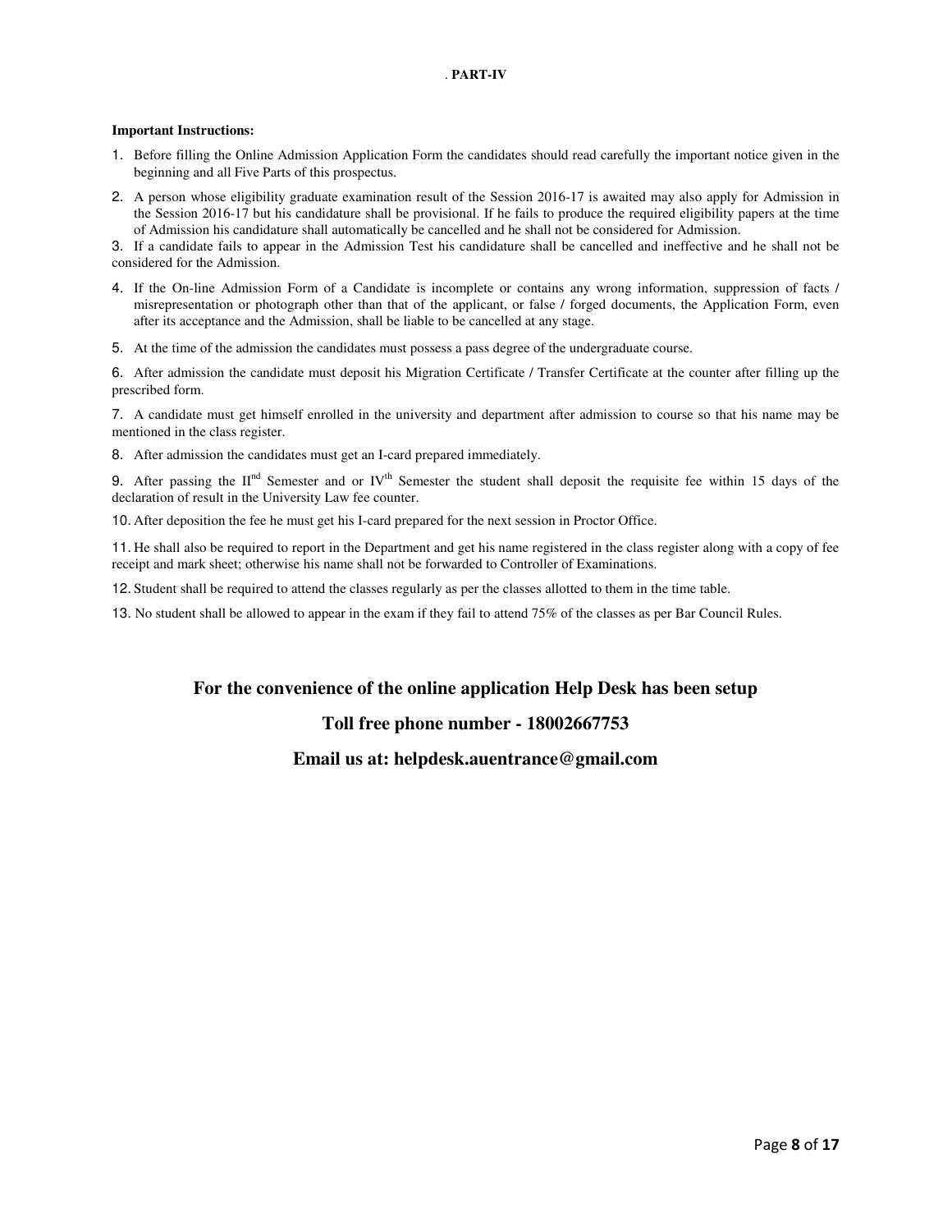## PART-IV

**Important Instructions:**

1. Before filling the Online Admission Application Form the candidates should read carefully the important notice given in the beginning and all Five Parts of this prospectus.
2. A person whose eligibility graduate examination result of the Session 2016-17 is awaited may also apply for Admission in the Session 2016-17 but his candidature shall be provisional. If he fails to produce the required eligibility papers at the time of Admission his candidature shall automatically be cancelled and he shall not be considered for Admission.
3. If a candidate fails to appear in the Admission Test his candidature shall be cancelled and ineffective and he shall not be considered for the Admission.
4. If the On-line Admission Form of a Candidate is incomplete or contains any wrong information, suppression of facts / misrepresentation or photograph other than that of the applicant, or false / forged documents, the Application Form, even after its acceptance and the Admission, shall be liable to be cancelled at any stage.
5. At the time of the admission the candidates must possess a pass degree of the undergraduate course.
6. After admission the candidate must deposit his Migration Certificate / Transfer Certificate at the counter after filling up the prescribed form.
7. A candidate must get himself enrolled in the university and department after admission to course so that his name may be mentioned in the class register.
8. After admission the candidates must get an I-card prepared immediately.
9. After passing the II[nd] Semester and or IV[th] Semester the student shall deposit the requisite fee within 15 days of the declaration of result in the University Law fee counter.
10. After deposition the fee he must get his I-card prepared for the next session in Proctor Office.
11. He shall also be required to report in the Department and get his name registered in the class register along with a copy of fee receipt and mark sheet; otherwise his name shall not be forwarded to Controller of Examinations.
12. Student shall be required to attend the classes regularly as per the classes allotted to them in the time table.
13. No student shall be allowed to appear in the exam if they fail to attend 75% of the classes as per Bar Council Rules.

**For the convenience of the online application Help Desk has been setup**

**Toll free phone number - 18002667753**

**Email us at: helpdesk.auentrance@gmail.com**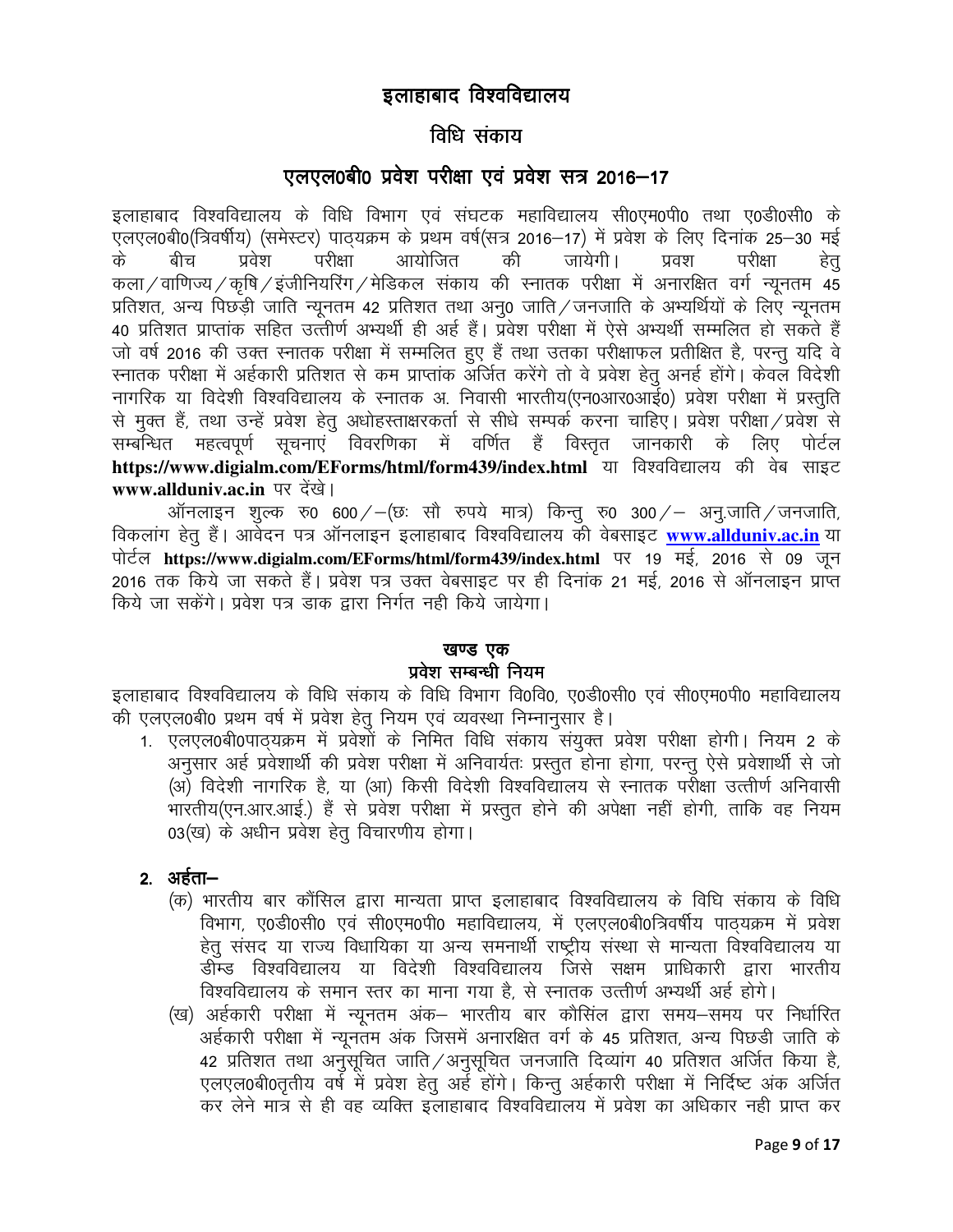# इलाहाबाद विश्वविद्यालय

## विधि संकाय

## एलएल0बी0 प्रवेश परीक्षा एवं प्रवेश सत्र 2016–17

इलाहाबाद विश्वविद्यालय के विधि विभाग एवं संघटक महाविद्यालय सी0एम0पी0 तथा ए0डी0सी0 के एलएल0बी0(त्रिवर्षीय) (समेस्टर) पाठ्यक्रम के प्रथम वर्ष(सत्र 2016–17) में प्रवेश के लिए दिनांक 25–30 मई के बीच प्रवेश परीक्षा आयोजित की जायेगी। प्रवश परीक्षा हेतु कला/वाणिज्य/कृषि/इंजीनियरिंग/मेडिकल संकाय की स्नातक परीक्षा में अनारक्षित वर्ग न्यूनतम 45 प्रतिशत, अन्य पिछड़ी जाति न्यूनतम 42 प्रतिशत तथा अनु0 जाति/जनजाति के अभ्यर्थियों के लिए न्यूनतम 40 प्रतिशत प्राप्तांक सहित उत्तीर्ण अभ्यर्थी ही अर्ह हैं। प्रवेश परीक्षा में ऐसे अभ्यर्थी सम्मिलित हो सकते हैं जो वर्ष 2016 की उक्त स्नातक परीक्षा में सम्मिलित हुए हैं तथा उतका परीक्षाफल प्रतीक्षित है, परन्तु यदि वे स्नातक परीक्षा में अर्हकारी प्रतिशत से कम प्राप्तांक अर्जित करेंगे तो वे प्रवेश हेतु अनर्ह होंगे। केवल विदेशी नागरिक या विदेशी विश्वविद्यालय के स्नातक अ. निवासी भारतीय(एन0आर0आई0) प्रवेश परीक्षा में प्रस्तुति से मुक्त हैं, तथा उन्हें प्रवेश हेतु अधोहस्ताक्षरकर्ता से सीधे सम्पर्क करना चाहिए। प्रवेश परीक्षा/प्रवेश से सम्बन्धित महत्वपूर्ण सूचनाएं विवरणिका में वर्णित हैं विस्तृत जानकारी के लिए पोर्टल **https://www.digialm.com/EForms/html/form439/index.html** या विश्वविद्यालय की वेब साइट **www.allduniv.ac.in** पर देंखे।

ऑनलाइन शुल्क रु0 600/–(छः सौ रुपये मात्र) किन्तु रु0 300/– अनु.जाति/जनजाति, विकलांग हेतु हैं। आवेदन पत्र ऑनलाइन इलाहाबाद विश्वविद्यालय की वेबसाइट **www.allduniv.ac.in** या पोर्टल **https://www.digialm.com/EForms/html/form439/index.html** पर 19 मई, 2016 से 09 जून 2016 तक किये जा सकते हैं। प्रवेश पत्र उक्त वेबसाइट पर ही दिनांक 21 मई, 2016 से ऑनलाइन प्राप्त किये जा सकेंगे। प्रवेश पत्र डाक द्वारा निर्गत नही किये जायेगा।

### खण्ड एक
### प्रवेश सम्बन्धी नियम

इलाहाबाद विश्वविद्यालय के विधि संकाय के विधि विभाग वि0वि0, ए0डी0सी0 एवं सी0एम0पी0 महाविद्यालय की एलएल0बी0 प्रथम वर्ष में प्रवेश हेतु नियम एवं व्यवस्था निम्नानुसार है।

1. एलएल0बी0पाठ्यक्रम में प्रवेशों के निमित विधि संकाय संयुक्त प्रवेश परीक्षा होगी। नियम 2 के अनुसार अर्ह प्रवेशार्थी की प्रवेश परीक्षा में अनिवार्यतः प्रस्तुत होना होगा, परन्तु ऐसे प्रवेशार्थी से जो (अ) विदेशी नागरिक है, या (आ) किसी विदेशी विश्वविद्यालय से स्नातक परीक्षा उत्तीर्ण अनिवासी भारतीय(एन.आर.आई.) हैं से प्रवेश परीक्षा में प्रस्तुत होने की अपेक्षा नहीं होगी, ताकि वह नियम 03(ख) के अधीन प्रवेश हेतु विचारणीय होगा।

2. **अर्हता–**
   (क) भारतीय बार कौंसिल द्वारा मान्यता प्राप्त इलाहाबाद विश्वविद्यालय के विधि संकाय के विधि विभाग, ए0डी0सी0 एवं सी0एम0पी0 महाविद्यालय, में एलएल0बी0त्रिवर्षीय पाठ्यक्रम में प्रवेश हेतु संसद या राज्य विधायिका या अन्य समनार्थी राष्ट्रीय संस्था से मान्यता विश्वविद्यालय या डीम्ड विश्वविद्यालय या विदेशी विश्वविद्यालय जिसे सक्षम प्राधिकारी द्वारा भारतीय विश्वविद्यालय के समान स्तर का माना गया है, से स्नातक उत्तीर्ण अभ्यर्थी अर्ह होगे।

   (ख) अर्हकारी परीक्षा में न्यूनतम अंक– भारतीय बार कौसिंल द्वारा समय–समय पर निर्धारित अर्हकारी परीक्षा में न्यूनतम अंक जिसमें अनारक्षित वर्ग के 45 प्रतिशत, अन्य पिछडी जाति के 42 प्रतिशत तथा अनुसूचित जाति/अनुसूचित जनजाति दिव्यांग 40 प्रतिशत अर्जित किया है, एलएल0बी0तृतीय वर्ष में प्रवेश हेतु अर्ह होंगे। किन्तु अर्हकारी परीक्षा में निर्दिष्ट अंक अर्जित कर लेने मात्र से ही वह व्यक्ति इलाहाबाद विश्वविद्यालय में प्रवेश का अधिकार नही प्राप्त कर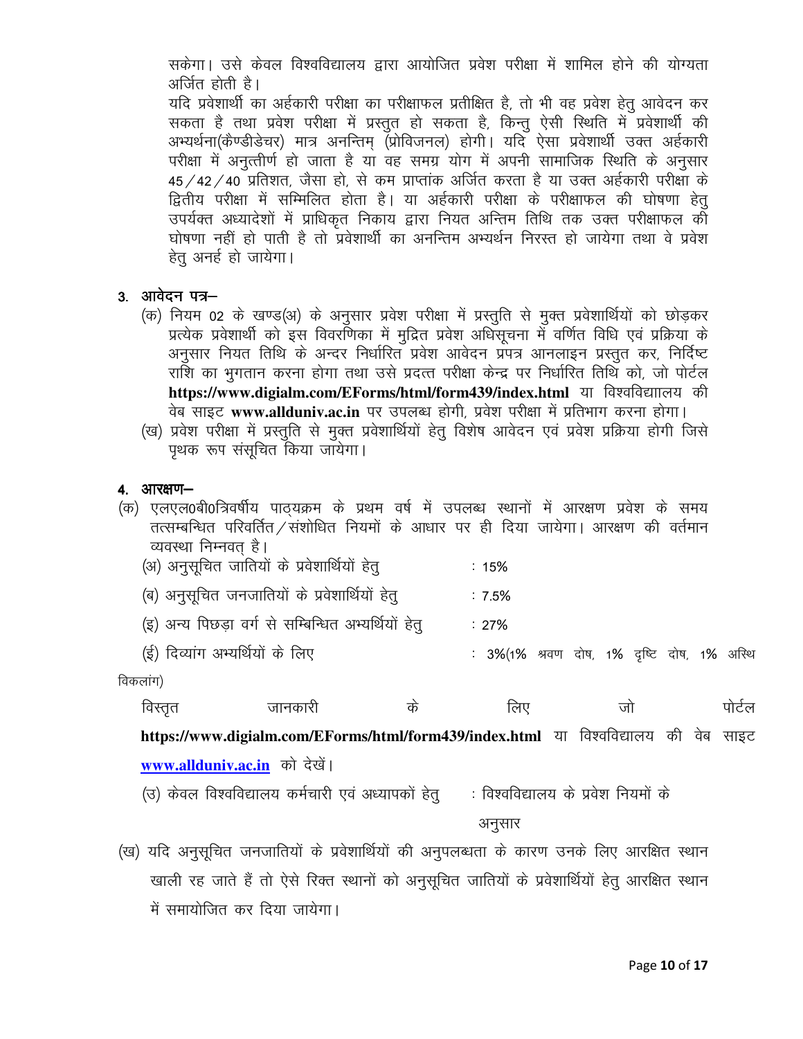सकेगा। उसे केवल विश्वविद्यालय द्वारा आयोजित प्रवेश परीक्षा में शामिल होने की योग्यता अर्जित होती है।

यदि प्रवेशार्थी का अर्हकारी परीक्षा का परीक्षाफल प्रतीक्षित है, तो भी वह प्रवेश हेतु आवेदन कर सकता है तथा प्रवेश परीक्षा में प्रस्तुत हो सकता है, किन्तु ऐसी स्थिति में प्रवेशार्थी की अभ्यर्थना(कैण्डीडेचर) मात्र अनन्तिम् (प्रोविजनल) होगी। यदि ऐसा प्रवेशार्थी उक्त अर्हकारी परीक्षा में अनुत्तीर्ण हो जाता है या वह समग्र योग में अपनी सामाजिक स्थिति के अनुसार 45/42/40 प्रतिशत, जैसा हो, से कम प्राप्तांक अर्जित करता है या उक्त अर्हकारी परीक्षा के द्वितीय परीक्षा में सम्मिलित होता है। या अर्हकारी परीक्षा के परीक्षाफल की घोषणा हेतु उपर्यक्त अध्यादेशों में प्राधिकृत निकाय द्वारा नियत अन्तिम तिथि तक उक्त परीक्षाफल की घोषणा नहीं हो पाती है तो प्रवेशार्थी का अनन्तिम अभ्यर्थन निरस्त हो जायेगा तथा वे प्रवेश हेतु अनर्ह हो जायेगा।

## 3. आवेदन पत्र–

(क) नियम 02 के खण्ड(अ) के अनुसार प्रवेश परीक्षा में प्रस्तुति से मुक्त प्रवेशार्थियों को छोड़कर प्रत्येक प्रवेशार्थी को इस विवरणिका में मुद्रित प्रवेश अधिसूचना में वर्णित विधि एवं प्रक्रिया के अनुसार नियत तिथि के अन्दर निर्धारित प्रवेश आवेदन प्रपत्र आनलाइन प्रस्तुत कर, निर्दिष्ट राशि का भुगतान करना होगा तथा उसे प्रदत्त परीक्षा केन्द्र पर निर्धारित तिथि को, जो पोर्टल **https://www.digialm.com/EForms/html/form439/index.html** या विश्वविद्यालय की वेब साइट **www.allduniv.ac.in** पर उपलब्ध होगी, प्रवेश परीक्षा में प्रतिभाग करना होगा।

(ख) प्रवेश परीक्षा में प्रस्तुति से मुक्त प्रवेशार्थियों हेतु विशेष आवेदन एवं प्रवेश प्रक्रिया होगी जिसे पृथक रूप संसूचित किया जायेगा।

## 4. आरक्षण–

(क) एलएल0बी0त्रिवर्षीय पाठ्यक्रम के प्रथम वर्ष में उपलब्ध स्थानों में आरक्षण प्रवेश के समय तत्सम्बन्धित परिवर्तित/संशोधित नियमों के आधार पर ही दिया जायेगा। आरक्षण की वर्तमान व्यवस्था निम्नवत् है।

(अ) अनुसूचित जातियों के प्रवेशार्थियों हेतु : 15%

(ब) अनुसूचित जनजातियों के प्रवेशार्थियों हेतु : 7.5%

(इ) अन्य पिछड़ा वर्ग से सम्बिन्धित अभ्यर्थियों हेतु : 27%

(ई) दिव्यांग अभ्यर्थियों के लिए : 3%(1% श्रवण दोष, 1% दृष्टि दोष, 1% अस्थि विकलांग)

विस्तृत जानकारी के लिए जो पोर्टल **https://www.digialm.com/EForms/html/form439/index.html** या विश्वविद्यालय की वेब साइट **www.allduniv.ac.in** को देखें।

(उ) केवल विश्वविद्यालय कर्मचारी एवं अध्यापकों हेतु : विश्वविद्यालय के प्रवेश नियमों के अनुसार

(ख) यदि अनुसूचित जनजातियों के प्रवेशार्थियों की अनुपलब्धता के कारण उनके लिए आरक्षित स्थान खाली रह जाते हैं तो ऐसे रिक्त स्थानों को अनुसूचित जातियों के प्रवेशार्थियों हेतु आरक्षित स्थान में समायोजित कर दिया जायेगा।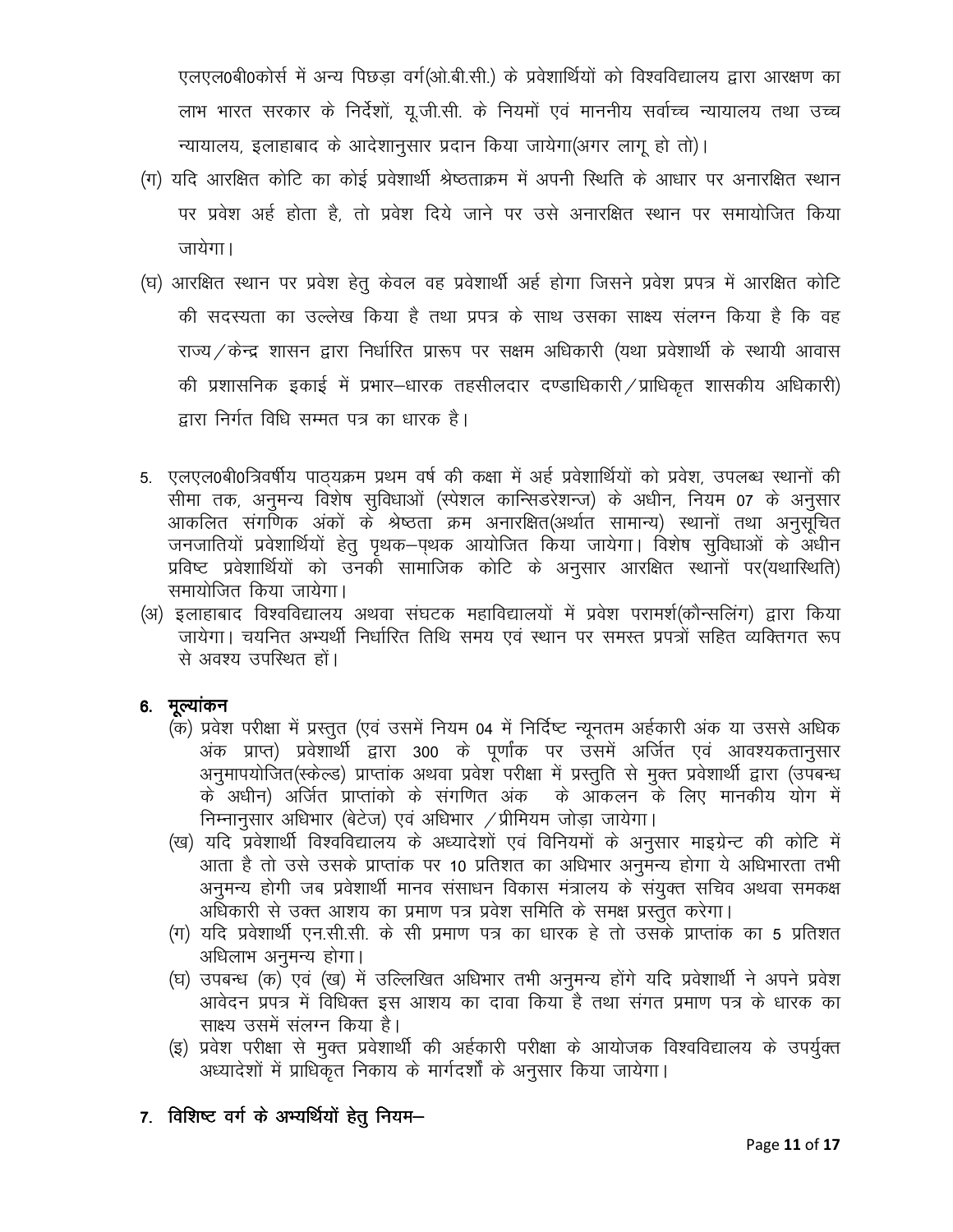एलएल0बी0कोर्स में अन्य पिछड़ा वर्ग(ओ.बी.सी.) के प्रवेशार्थियों को विश्वविद्यालय द्वारा आरक्षण का लाभ भारत सरकार के निर्देशों, यू.जी.सी. के नियमों एवं माननीय सर्वाच्च न्यायालय तथा उच्च न्यायालय, इलाहाबाद के आदेशानुसार प्रदान किया जायेगा(अगर लागू हो तो)।

(ग) यदि आरक्षित कोटि का कोई प्रवेशार्थी श्रेष्ठताक्रम में अपनी स्थिति के आधार पर अनारक्षित स्थान पर प्रवेश अर्ह होता है, तो प्रवेश दिये जाने पर उसे अनारक्षित स्थान पर समायोजित किया जायेगा।

(घ) आरक्षित स्थान पर प्रवेश हेतु केवल वह प्रवेशार्थी अर्ह होगा जिसने प्रवेश प्रपत्र में आरक्षित कोटि की सदस्यता का उल्लेख किया है तथा प्रपत्र के साथ उसका साक्ष्य संलग्न किया है कि वह राज्य/केन्द्र शासन द्वारा निर्धारित प्रारूप पर सक्षम अधिकारी (यथा प्रवेशार्थी के स्थायी आवास की प्रशासनिक इकाई में प्रभार–धारक तहसीलदार दण्डाधिकारी/प्राधिकृत शासकीय अधिकारी) द्वारा निर्गत विधि सम्मत पत्र का धारक है।

5. एलएल0बी0त्रिवर्षीय पाठ्यक्रम प्रथम वर्ष की कक्षा में अर्ह प्रवेशार्थियों को प्रवेश, उपलब्ध स्थानों की सीमा तक, अनुमन्य विशेष सुविधाओं (स्पेशल कान्सिडरेशन्ज) के अधीन, नियम 07 के अनुसार आकलित संगणिक अंकों के श्रेष्ठता क्रम अनारक्षित(अर्थात सामान्य) स्थानों तथा अनुसूचित जनजातियों प्रवेशार्थियों हेतु पृथक–पृथक आयोजित किया जायेगा। विशेष सुविधाओं के अधीन प्रविष्ट प्रवेशार्थियों को उनकी सामाजिक कोटि के अनुसार आरक्षित स्थानों पर(यथास्थिति) समायोजित किया जायेगा।

(अ) इलाहाबाद विश्वविद्यालय अथवा संघटक महाविद्यालयों में प्रवेश परामर्श(कौन्सलिंग) द्वारा किया जायेगा। चयनित अभ्यर्थी निर्धारित तिथि समय एवं स्थान पर समस्त प्रपत्रों सहित व्यक्तिगत रूप से अवश्य उपस्थित हों।

## 6. मूल्यांकन

(क) प्रवेश परीक्षा में प्रस्तुत (एवं उसमें नियम 04 में निर्दिष्ट न्यूनतम अर्हकारी अंक या उससे अधिक अंक प्राप्त) प्रवेशार्थी द्वारा 300 के पूर्णांक पर उसमें अर्जित एवं आवश्यकतानुसार अनुमापयोजित(स्केल्ड) प्राप्तांक अथवा प्रवेश परीक्षा में प्रस्तुति से मुक्त प्रवेशार्थी द्वारा (उपबन्ध के अधीन) अर्जित प्राप्तांको के संगणित अंक के आकलन के लिए मानकीय योग में निम्नानुसार अधिभार (बेटेज) एवं अधिभार /प्रीमियम जोड़ा जायेगा।

(ख) यदि प्रवेशार्थी विश्वविद्यालय के अध्यादेशों एवं विनियमों के अनुसार माइग्रेन्ट की कोटि में आता है तो उसे उसके प्राप्तांक पर 10 प्रतिशत का अधिभार अनुमन्य होगा ये अधिभारता तभी अनुमन्य होगी जब प्रवेशार्थी मानव संसाधन विकास मंत्रालय के संयुक्त सचिव अथवा समकक्ष अधिकारी से उक्त आशय का प्रमाण पत्र प्रवेश समिति के समक्ष प्रस्तुत करेगा।

(ग) यदि प्रवेशार्थी एन.सी.सी. के सी प्रमाण पत्र का धारक हे तो उसके प्राप्तांक का 5 प्रतिशत अधिलाभ अनुमन्य होगा।

(घ) उपबन्ध (क) एवं (ख) में उल्लिखित अधिभार तभी अनुमन्य होंगे यदि प्रवेशार्थी ने अपने प्रवेश आवेदन प्रपत्र में विधिक्त इस आशय का दावा किया है तथा संगत प्रमाण पत्र के धारक का साक्ष्य उसमें संलग्न किया है।

(इ) प्रवेश परीक्षा से मुक्त प्रवेशार्थी की अर्हकारी परीक्षा के आयोजक विश्वविद्यालय के उपर्युक्त अध्यादेशों में प्राधिकृत निकाय के मार्गदर्शों के अनुसार किया जायेगा।

## 7. विशिष्ट वर्ग के अभ्यर्थियों हेतु नियम–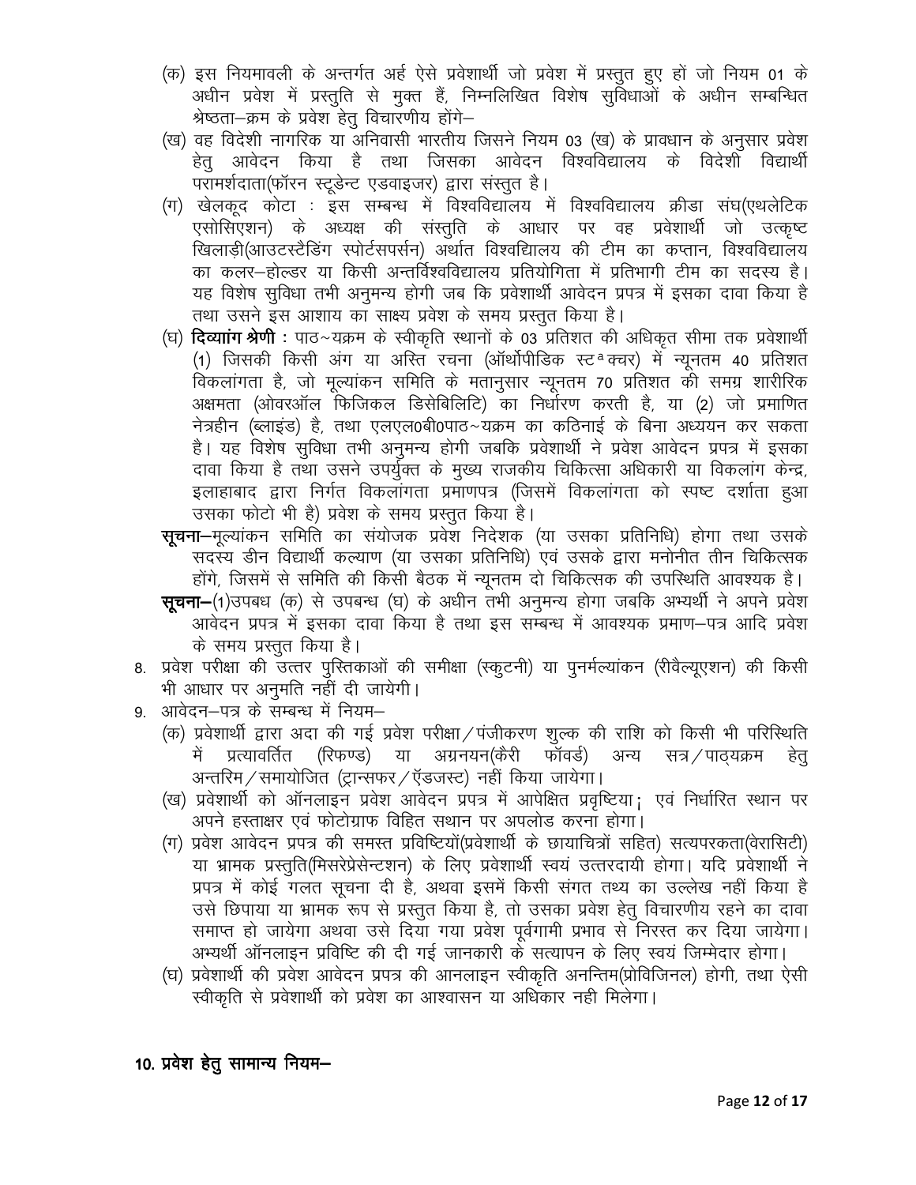(क) इस नियमावली के अन्तर्गत अर्ह ऐसे प्रवेशार्थी जो प्रवेश में प्रस्तुत हुए हों जो नियम 01 के अधीन प्रवेश में प्रस्तुति से मुक्त हैं, निम्नलिखित विशेष सुविधाओं के अधीन सम्बन्धित श्रेष्ठता–क्रम के प्रवेश हेतु विचारणीय होंगे–

(ख) वह विदेशी नागरिक या अनिवासी भारतीय जिसने नियम 03 (ख) के प्रावधान के अनुसार प्रवेश हेतु आवेदन किया है तथा जिसका आवेदन विश्वविद्यालय के विदेशी विद्यार्थी परामर्शदाता(फॉरन स्टूडेन्ट एडवाइजर) द्वारा संस्तुत है।

(ग) खेलकूद कोटा : इस सम्बन्ध में विश्वविद्यालय में विश्वविद्यालय क्रीडा संघ(एथलेटिक एसोसिएशन) के अध्यक्ष की संस्तुति के आधार पर वह प्रवेशार्थी जो उत्कृष्ट खिलाड़ी(आउटस्टैडिंग स्पोर्टसपर्सन) अर्थात विश्वद्यिालय की टीम का कप्तान, विश्वविद्यालय का कलर–होल्डर या किसी अन्तर्विश्वविद्यालय प्रतियोगिता में प्रतिभागी टीम का सदस्य है। यह विशेष सुविधा तभी अनुमन्य होगी जब कि प्रवेशार्थी आवेदन प्रपत्र में इसका दावा किया है तथा उसने इस आशाय का साक्ष्य प्रवेश के समय प्रस्तुत किया है।

(घ) **दिव्यांग श्रेणी :** पाठ~यक्रम के स्वीकृति स्थानों के 03 प्रतिशत की अधिकृत सीमा तक प्रवेशार्थी (1) जिसकी किसी अंग या अस्ति रचना (ऑर्थोपीडिक स्टª क्चर) में न्यूनतम 40 प्रतिशत विकलांगता है, जो मूल्यांकन समिति के मतानुसार न्यूनतम 70 प्रतिशत की समग्र शारीरिक अक्षमता (ओवरऑल फिजिकल डिसेबिलिटि) का निर्धारण करती है, या (2) जो प्रमाणित नेत्रहीन (ब्लाइंड) है, तथा एलएल0बी0पाठ~यक्रम का कठिनाई के बिना अध्ययन कर सकता है। यह विशेष सुविधा तभी अनुमन्य होगी जबकि प्रवेशार्थी ने प्रवेश आवेदन प्रपत्र में इसका दावा किया है तथा उसने उपर्युक्त के मुख्य राजकीय चिकित्सा अधिकारी या विकलांग केन्द्र, इलाहाबाद द्वारा निर्गत विकलांगता प्रमाणपत्र (जिसमें विकलांगता को स्पष्ट दर्शाता हुआ उसका फोटो भी है) प्रवेश के समय प्रस्तुत किया है।

**सूचना–**मूल्यांकन समिति का संयोजक प्रवेश निदेशक (या उसका प्रतिनिधि) होगा तथा उसके सदस्य डीन विद्यार्थी कल्याण (या उसका प्रतिनिधि) एवं उसके द्वारा मनोनीत तीन चिकित्सक होंगे, जिसमें से समिति की किसी बैठक में न्यूनतम दो चिकित्सक की उपस्थिति आवश्यक है।

**सूचना–**(1)उपबध (क) से उपबन्ध (घ) के अधीन तभी अनुमन्य होगा जबकि अभ्यर्थी ने अपने प्रवेश आवेदन प्रपत्र में इसका दावा किया है तथा इस सम्बन्ध में आवश्यक प्रमाण–पत्र आदि प्रवेश के समय प्रस्तुत किया है।

8. प्रवेश परीक्षा की उत्तर पुस्तिकाओं की समीक्षा (स्कुटनी) या पुनर्मल्यांकन (रीवैल्यूएशन) की किसी भी आधार पर अनुमति नहीं दी जायेगी।

9. आवेदन–पत्र के सम्बन्ध में नियम–
   (क) प्रवेशार्थी द्वारा अदा की गई प्रवेश परीक्षा/पंजीकरण शुल्क की राशि को किसी भी परिस्थिति में प्रत्यावर्तित (रिफण्ड) या अग्रनयन(कैरी फॉवर्ड) अन्य सत्र/पाठ्यक्रम हेतु अन्तरिम/समायोजित (ट्रान्सफर/ऍडजस्ट) नहीं किया जायेगा।
   (ख) प्रवेशार्थी को ऑनलाइन प्रवेश आवेदन प्रपत्र में आपेक्षित प्रवृष्टिया; एवं निर्धारित स्थान पर अपने हस्ताक्षर एवं फोटोग्राफ विहित सथान पर अपलोड करना होगा।
   (ग) प्रवेश आवेदन प्रपत्र की समस्त प्रविष्टियों(प्रवेशार्थी के छायाचित्रों सहित) सत्यपरकता(वेरासिटी) या भ्रामक प्रस्तुति(मिसरेप्रेसेन्टशन) के लिए प्रवेशार्थी स्वयं उत्तरदायी होगा। यदि प्रवेशार्थी ने प्रपत्र में कोई गलत सूचना दी है, अथवा इसमें किसी संगत तथ्य का उल्लेख नहीं किया है उसे छिपाया या भ्रामक रूप से प्रस्तुत किया है, तो उसका प्रवेश हेतु विचारणीय रहने का दावा समाप्त हो जायेगा अथवा उसे दिया गया प्रवेश पूर्वगामी प्रभाव से निरस्त कर दिया जायेगा। अभ्यर्थी ऑनलाइन प्रविष्टि की दी गई जानकारी के सत्यापन के लिए स्वयं जिम्मेदार होगा।
   (घ) प्रवेशार्थी की प्रवेश आवेदन प्रपत्र की आनलाइन स्वीकृति अनन्तिम(प्रोविजिनल) होगी, तथा ऐसी स्वीकृति से प्रवेशार्थी को प्रवेश का आश्वासन या अधिकार नही मिलेगा।

**10. प्रवेश हेतु सामान्य नियम–**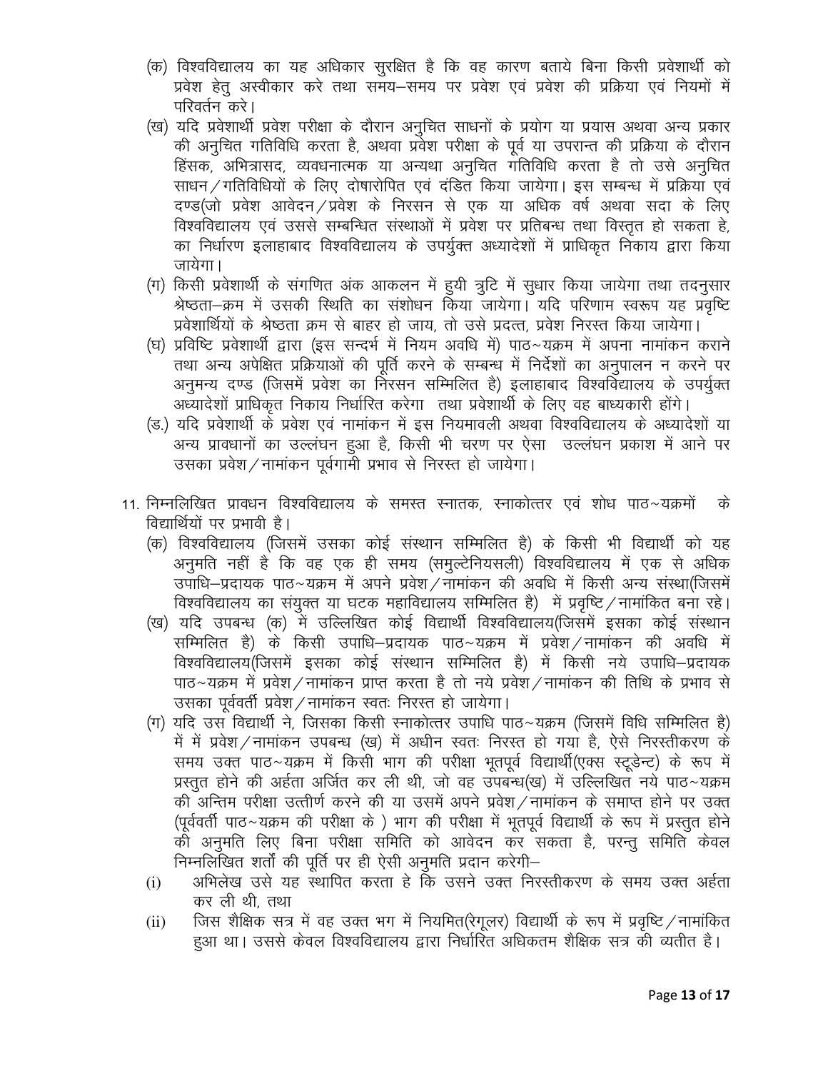(क) विश्वविद्यालय का यह अधिकार सुरक्षित है कि वह कारण बताये बिना किसी प्रवेशार्थी को प्रवेश हेतु अस्वीकार करे तथा समय–समय पर प्रवेश एवं प्रवेश की प्रक्रिया एवं नियमों में परिवर्तन करे।

(ख) यदि प्रवेशार्थी प्रवेश परीक्षा के दौरान अनुचित साधनों के प्रयोग या प्रयास अथवा अन्य प्रकार की अनुचित गतिविधि करता है, अथवा प्रवेश परीक्षा के पूर्व या उपरान्त की प्रक्रिया के दौरान हिंसक, अभित्रासद, व्यवधनात्मक या अन्यथा अनुचित गतिविधि करता है तो उसे अनुचित साधन/गतिविधियों के लिए दोषारोपित एवं दंडित किया जायेगा। इस सम्बन्ध में प्रक्रिया एवं दण्ड(जो प्रवेश आवेदन/प्रवेश के निरसन से एक या अधिक वर्ष अथवा सदा के लिए विश्वविद्यालय एवं उससे सम्बन्धित संस्थाओं में प्रवेश पर प्रतिबन्ध तथा विस्तृत हो सकता हे, का निर्धारण इलाहाबाद विश्वविद्यालय के उपर्युक्त अध्यादेशों में प्राधिकृत निकाय द्वारा किया जायेगा।

(ग) किसी प्रवेशार्थी के संगणित अंक आकलन में हुयी त्रुटि में सुधार किया जायेगा तथा तदनुसार श्रेष्ठता–क्रम में उसकी स्थिति का संशोधन किया जायेगा। यदि परिणाम स्वरूप यह प्रवृष्टि प्रवेशार्थियों के श्रेष्ठता क्रम से बाहर हो जाय, तो उसे प्रदत्त, प्रवेश निरस्त किया जायेगा।

(घ) प्रविष्टि प्रवेशार्थी द्वारा (इस सन्दर्भ में नियम अवधि में) पाठ~यक्रम में अपना नामांकन कराने तथा अन्य अपेक्षित प्रक्रियाओं की पूर्ति करने के सम्बन्ध में निर्देशों का अनुपालन न करने पर अनुमन्य दण्ड (जिसमें प्रवेश का निरसन सम्मिलित है) इलाहाबाद विश्वविद्यालय के उपर्युक्त अध्यादेशों प्राधिकृत निकाय निर्धारित करेगा तथा प्रवेशार्थी के लिए वह बाध्यकारी होंगे।

(ड.) यदि प्रवेशार्थी के प्रवेश एवं नामांकन में इस नियमावली अथवा विश्वविद्यालय के अध्यादेशों या अन्य प्रावधानों का उल्लंघन हुआ है, किसी भी चरण पर ऐसा उल्लंघन प्रकाश में आने पर उसका प्रवेश/नामांकन पूर्वगामी प्रभाव से निरस्त हो जायेगा।

11. निम्नलिखित प्रावधन विश्वविद्यालय के समस्त स्नातक, स्नाकोत्तर एवं शोध पाठ~यक्रमों के विद्यार्थियों पर प्रभावी है।

(क) विश्वविद्यालय (जिसमें उसका कोई संस्थान सम्मिलित है) के किसी भी विद्यार्थी को यह अनुमति नहीं है कि वह एक ही समय (समुल्टेनियसली) विश्वविद्यालय में एक से अधिक उपाधि–प्रदायक पाठ~यक्रम में अपने प्रवेश/नामांकन की अवधि में किसी अन्य संस्था(जिसमें विश्वविद्यालय का संयुक्त या घटक महाविद्यालय सम्मिलित है) में प्रवृष्टि/नामांकित बना रहे।

(ख) यदि उपबन्ध (क) में उल्लिखित कोई विद्यार्थी विश्वविद्यालय(जिसमें इसका कोई संस्थान सम्मिलित है) के किसी उपाधि–प्रदायक पाठ~यक्रम में प्रवेश/नामांकन की अवधि में विश्वविद्यालय(जिसमें इसका कोई संस्थान सम्मिलित है) में किसी नये उपाधि–प्रदायक पाठ~यक्रम में प्रवेश/नामांकन प्राप्त करता है तो नये प्रवेश/नामांकन की तिथि के प्रभाव से उसका पूर्ववर्ती प्रवेश/नामांकन स्वतः निरस्त हो जायेगा।

(ग) यदि उस विद्यार्थी ने, जिसका किसी स्नाकोत्तर उपाधि पाठ~यक्रम (जिसमें विधि सम्मिलित है) में में प्रवेश/नामांकन उपबन्ध (ख) में अधीन स्वतः निरस्त हो गया है, ऐसे निरस्तीकरण के समय उक्त पाठ~यक्रम में किसी भाग की परीक्षा भूतपूर्व विद्यार्थी(एक्स स्टूडेन्ट) के रूप में प्रस्तुत होने की अर्हता अर्जित कर ली थी, जो वह उपबन्ध(ख) में उल्लिखित नये पाठ~यक्रम की अन्तिम परीक्षा उत्तीर्ण करने की या उसमें अपने प्रवेश/नामांकन के समाप्त होने पर उक्त (पूर्ववर्ती पाठ~यक्रम की परीक्षा के ) भाग की परीक्षा में भूतपूर्व विद्यार्थी के रूप में प्रस्तुत होने की अनुमति लिए बिना परीक्षा समिति को आवेदन कर सकता है, परन्तु समिति केवल निम्नलिखित शर्तो की पूर्ति पर ही ऐसी अनुमति प्रदान करेगी–

(i) अभिलेख उसे यह स्थापित करता हे कि उसने उक्त निरस्तीकरण के समय उक्त अर्हता कर ली थी, तथा

(ii) जिस शैक्षिक सत्र में वह उक्त भग में नियमित(रेगूलर) विद्यार्थी के रूप में प्रवृष्ट/नामांकित हुआ था। उससे केवल विश्वविद्यालय द्वारा निर्धारित अधिकतम शैक्षिक सत्र की व्यतीत है।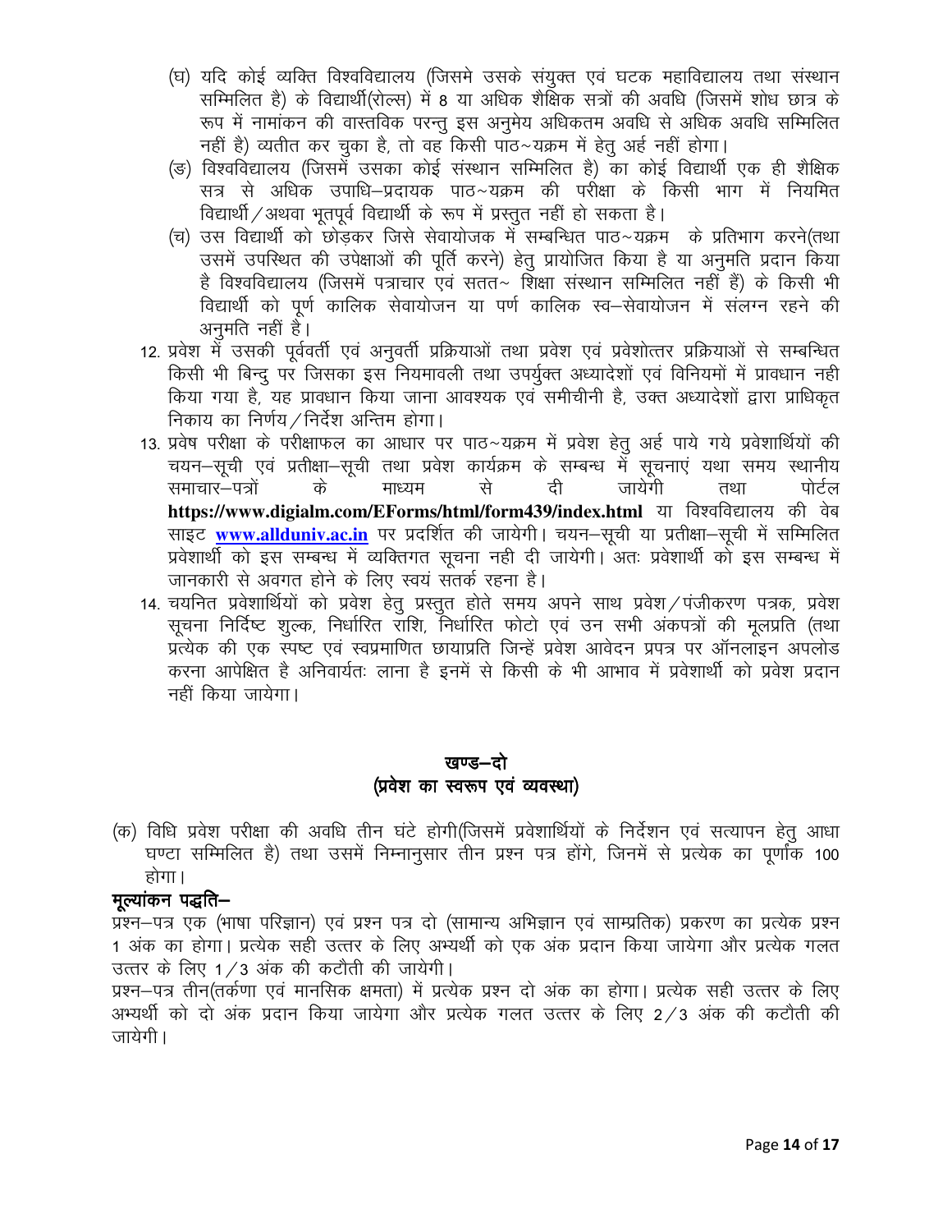(घ) यदि कोई व्यक्ति विश्वविद्यालय (जिसमे उसके संयुक्त एवं घटक महाविद्यालय तथा संस्थान सम्मिलित है) के विद्यार्थी(रोल्स) में 8 या अधिक शैक्षिक सत्रों की अवधि (जिसमें शोध छात्र के रूप में नामांकन की वास्तविक परन्तु इस अनुमेय अधिकतम अवधि से अधिक अवधि सम्मिलित नहीं है) व्यतीत कर चुका है, तो वह किसी पाठ~यक्रम में हेतु अर्ह नहीं होगा।

(ङ) विश्वविद्यालय (जिसमें उसका कोई संस्थान सम्मिलित है) का कोई विद्यार्थी एक ही शैक्षिक सत्र से अधिक उपाधि–प्रदायक पाठ~यक्रम की परीक्षा के किसी भाग में नियमित विद्यार्थी/अथवा भूतपूर्व विद्यार्थी के रूप में प्रस्तुत नहीं हो सकता है।

(च) उस विद्यार्थी को छोड़कर जिसे सेवायोजक में सम्बन्धित पाठ~यक्रम के प्रतिभाग करने(तथा उसमें उपस्थित की उपेक्षाओं की पूर्ति करने) हेतु प्रायोजित किया है या अनुमति प्रदान किया है विश्वविद्यालय (जिसमें पत्राचार एवं सतत~ शिक्षा संस्थान सम्मिलित नहीं हैं) के किसी भी विद्यार्थी को पूर्ण कालिक सेवायोजन या पर्ण कालिक स्व–सेवायोजन में संलग्न रहने की अनुमति नहीं है।

12. प्रवेश में उसकी पूर्ववर्ती एवं अनुवर्ती प्रक्रियाओं तथा प्रवेश एवं प्रवेशोत्तर प्रक्रियाओं से सम्बन्धित किसी भी बिन्दु पर जिसका इस नियमावली तथा उपर्युक्त अध्यादेशों एवं विनियमों में प्रावधान नही किया गया है, यह प्रावधान किया जाना आवश्यक एवं समीचीनी है, उक्त अध्यादेशों द्वारा प्राधिकृत निकाय का निर्णय/निर्देश अन्तिम होगा।

13. प्रवेष परीक्षा के परीक्षाफल का आधार पर पाठ~यक्रम में प्रवेश हेतु अर्ह पाये गये प्रवेशार्थियों की चयन–सूची एवं प्रतीक्षा–सूची तथा प्रवेश कार्यक्रम के सम्बन्ध में सूचनाएं यथा समय स्थानीय समाचार–पत्रों के माध्यम से दी जायेगी तथा पोर्टल **https://www.digialm.com/EForms/html/form439/index.html** या विश्वविद्यालय की वेब साइट **www.allduniv.ac.in** पर प्रदर्शित की जायेगी। चयन–सूची या प्रतीक्षा–सूची में सम्मिलित प्रवेशार्थी को इस सम्बन्ध में व्यक्तिगत सूचना नही दी जायेगी। अतः प्रवेशार्थी को इस सम्बन्ध में जानकारी से अवगत होने के लिए स्वयं सतर्क रहना है।

14. चयनित प्रवेशार्थियों को प्रवेश हेतु प्रस्तुत होते समय अपने साथ प्रवेश/पंजीकरण पत्रक, प्रवेश सूचना निर्दिष्ट शुल्क, निर्धारित राशि, निर्धारित फोटो एवं उन सभी अंकपत्रों की मूलप्रति (तथा प्रत्येक की एक स्पष्ट एवं स्वप्रमाणित छायाप्रति जिन्हें प्रवेश आवेदन प्रपत्र पर ऑनलाइन अपलोड करना आपेक्षित है अनिवार्यतः लाना है इनमें से किसी के भी आभाव में प्रवेशार्थी को प्रवेश प्रदान नहीं किया जायेगा।

## खण्ड–दो
## (प्रवेश का स्वरूप एवं व्यवस्था)

(क) विधि प्रवेश परीक्षा की अवधि तीन घंटे होगी(जिसमें प्रवेशार्थियों के निर्देशन एवं सत्यापन हेतु आधा घण्टा सम्मिलित है) तथा उसमें निम्नानुसार तीन प्रश्न पत्र होंगे, जिनमें से प्रत्येक का पूर्णांक 100 होगा।

### मूल्यांकन पद्धति–

प्रश्न–पत्र एक (भाषा परिज्ञान) एवं प्रश्न पत्र दो (सामान्य अभिज्ञान एवं साम्प्रतिक) प्रकरण का प्रत्येक प्रश्न 1 अंक का होगा। प्रत्येक सही उत्तर के लिए अभ्यर्थी को एक अंक प्रदान किया जायेगा और प्रत्येक गलत उत्तर के लिए 1/3 अंक की कटौती की जायेगी।

प्रश्न–पत्र तीन(तर्कणा एवं मानसिक क्षमता) में प्रत्येक प्रश्न दो अंक का होगा। प्रत्येक सही उत्तर के लिए अभ्यर्थी को दो अंक प्रदान किया जायेगा और प्रत्येक गलत उत्तर के लिए 2/3 अंक की कटौती की जायेगी।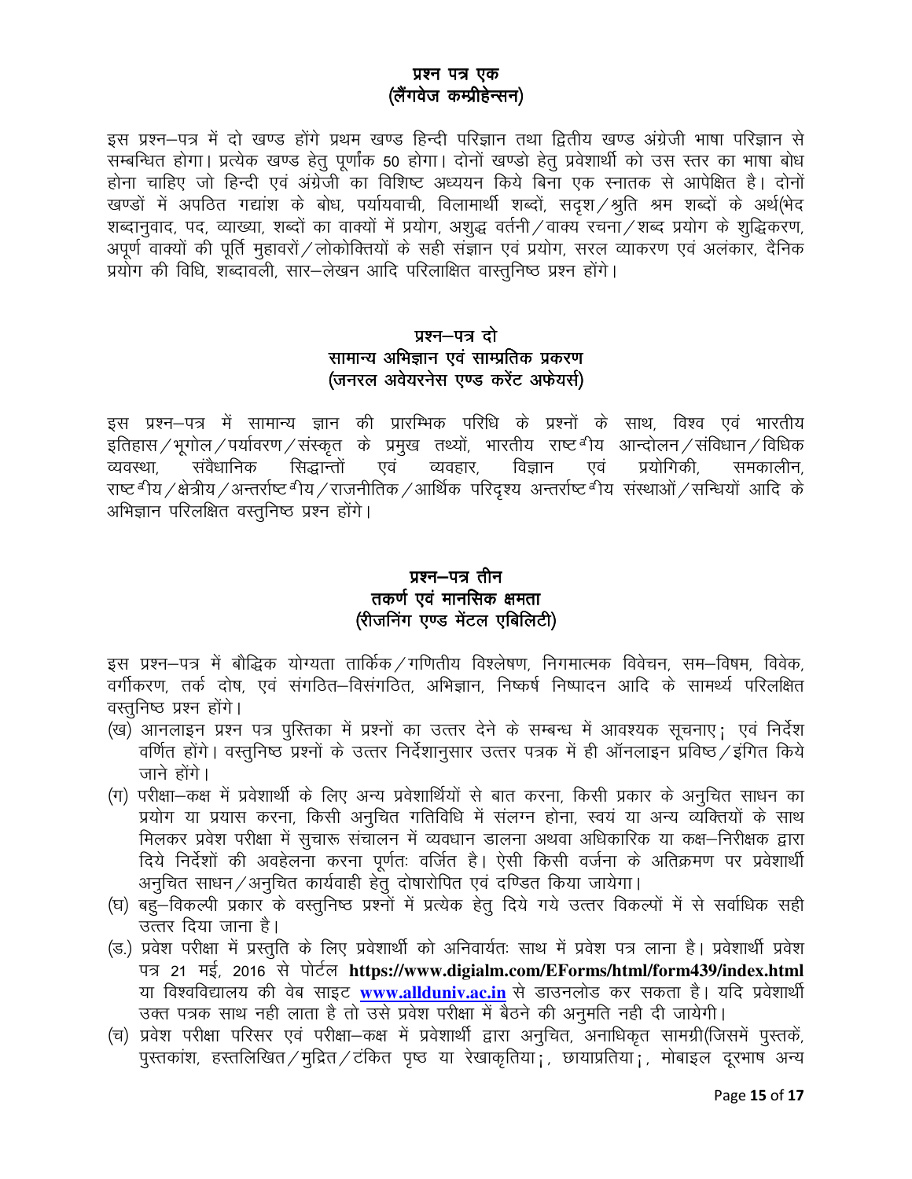## प्रश्न पत्र एक
## (लैंगवेज कम्प्रीहेन्सन)

इस प्रश्न–पत्र में दो खण्ड होंगे प्रथम खण्ड हिन्दी परिज्ञान तथा द्वितीय खण्ड अंग्रेजी भाषा परिज्ञान से सम्बन्धित होगा। प्रत्येक खण्ड हेतु पूर्णांक 50 होगा। दोनों खण्डो हेतु प्रवेशार्थी को उस स्तर का भाषा बोध होना चाहिए जो हिन्दी एवं अंग्रेजी का विशिष्ट अध्ययन किये बिना एक स्नातक से आपेक्षित है। दोनों खण्डों में अपठित गद्यांश के बोध, पर्यायवाची, विलामार्थी शब्दों, सदृश/श्रुति श्रम शब्दों के अर्थ(भेद शब्दानुवाद, पद, व्याख्या, शब्दों का वाक्यों में प्रयोग, अशुद्ध वर्तनी/वाक्य रचना/शब्द प्रयोग के शुद्धिकरण, अपूर्ण वाक्यों की पूर्ति मुहावरों/लोकोक्तियों के सही संज्ञान एवं प्रयोग, सरल व्याकरण एवं अलंकार, दैनिक प्रयोग की विधि, शब्दावली, सार–लेखन आदि परिलाक्षित वास्तुनिष्ठ प्रश्न होंगे।

## प्रश्न–पत्र दो
## सामान्य अभिज्ञान एवं साम्प्रतिक प्रकरण
## (जनरल अवेयरनेस एण्ड करेंट अफेयर्स)

इस प्रश्न–पत्र में सामान्य ज्ञान की प्रारम्भिक परिधि के प्रश्नों के साथ, विश्व एवं भारतीय इतिहास/भूगोल/पर्यावरण/संस्कृत के प्रमुख तथ्यों, भारतीय राष्ट्रीय आन्दोलन/संविधान/विधिक व्यवस्था, संवैधानिक सिद्वान्तों एवं व्यवहार, विज्ञान एवं प्रयोगिकी, समकालीन, राष्ट्रीय/क्षेत्रीय/अन्तर्राष्ट्रीय/राजनीतिक/आर्थिक परिदृश्य अन्तर्राष्ट्रीय संस्थाओं/सन्धियों आदि के अभिज्ञान परिलक्षित वस्तुनिष्ठ प्रश्न होंगे।

## प्रश्न–पत्र तीन
## तकर्ण एवं मानसिक क्षमता
## (रीजनिंग एण्ड मेंटल एबिलिटी)

इस प्रश्न–पत्र में बौद्धिक योग्यता तार्किक/गणितीय विश्लेषण, निगमात्मक विवेचन, सम–विषम, विवेक, वर्गीकरण, तर्क दोष, एवं संगठित–विसंगठित, अभिज्ञान, निष्कर्ष निष्पादन आदि के सामर्थ्य परिलक्षित वस्तुनिष्ठ प्रश्न होंगे।

(ख) आनलाइन प्रश्न पत्र पुस्तिका में प्रश्नों का उत्तर देने के सम्बन्ध में आवश्यक सूचनाए; एवं निर्देश वर्णित होंगे। वस्तुनिष्ठ प्रश्नों के उत्तर निर्देशानुसार उत्तर पत्रक में ही ऑनलाइन प्रविष्ठ/इंगित किये जाने होंगे।

(ग) परीक्षा–कक्ष में प्रवेशार्थी के लिए अन्य प्रवेशार्थियों से बात करना, किसी प्रकार के अनुचित साधन का प्रयोग या प्रयास करना, किसी अनुचित गतिविधि में संलग्न होना, स्वयं या अन्य व्यक्तियों के साथ मिलकर प्रवेश परीक्षा में सुचारू संचालन में व्यवधान डालना अथवा अधिकारिक या कक्ष–निरीक्षक द्वारा दिये निर्देशों की अवहेलना करना पूर्णतः वर्जित है। ऐसी किसी वर्जना के अतिक्रमण पर प्रवेशार्थी अनुचित साधन/अनुचित कार्यवाही हेतु दोषारोपित एवं दण्डित किया जायेगा।

(घ) बहु–विकल्पी प्रकार के वस्तुनिष्ठ प्रश्नों में प्रत्येक हेतु दिये गये उत्तर विकल्पों में से सर्वाधिक सही उत्तर दिया जाना है।

(ड.) प्रवेश परीक्षा में प्रस्तुति के लिए प्रवेशार्थी को अनिवार्यतः साथ में प्रवेश पत्र लाना है। प्रवेशार्थी प्रवेश पत्र 21 मई, 2016 से पोर्टल **https://www.digialm.com/EForms/html/form439/index.html** या विश्वविद्यालय की वेब साइट **www.allduniv.ac.in** से डाउनलोड कर सकता है। यदि प्रवेशार्थी उक्त पत्रक साथ नही लाता है तो उसे प्रवेश परीक्षा में बैठने की अनुमति नही दी जायेगी।

(च) प्रवेश परीक्षा परिसर एवं परीक्षा–कक्ष में प्रवेशार्थी द्वारा अनुचित, अनाधिकृत सामग्री(जिसमें पुस्तकें, पुस्तकांश, हस्तलिखित/मुद्रित/टंकित पृष्ठ या रेखाकृतिया;, छायाप्रतिया;, मोबाइल दूरभाष अन्य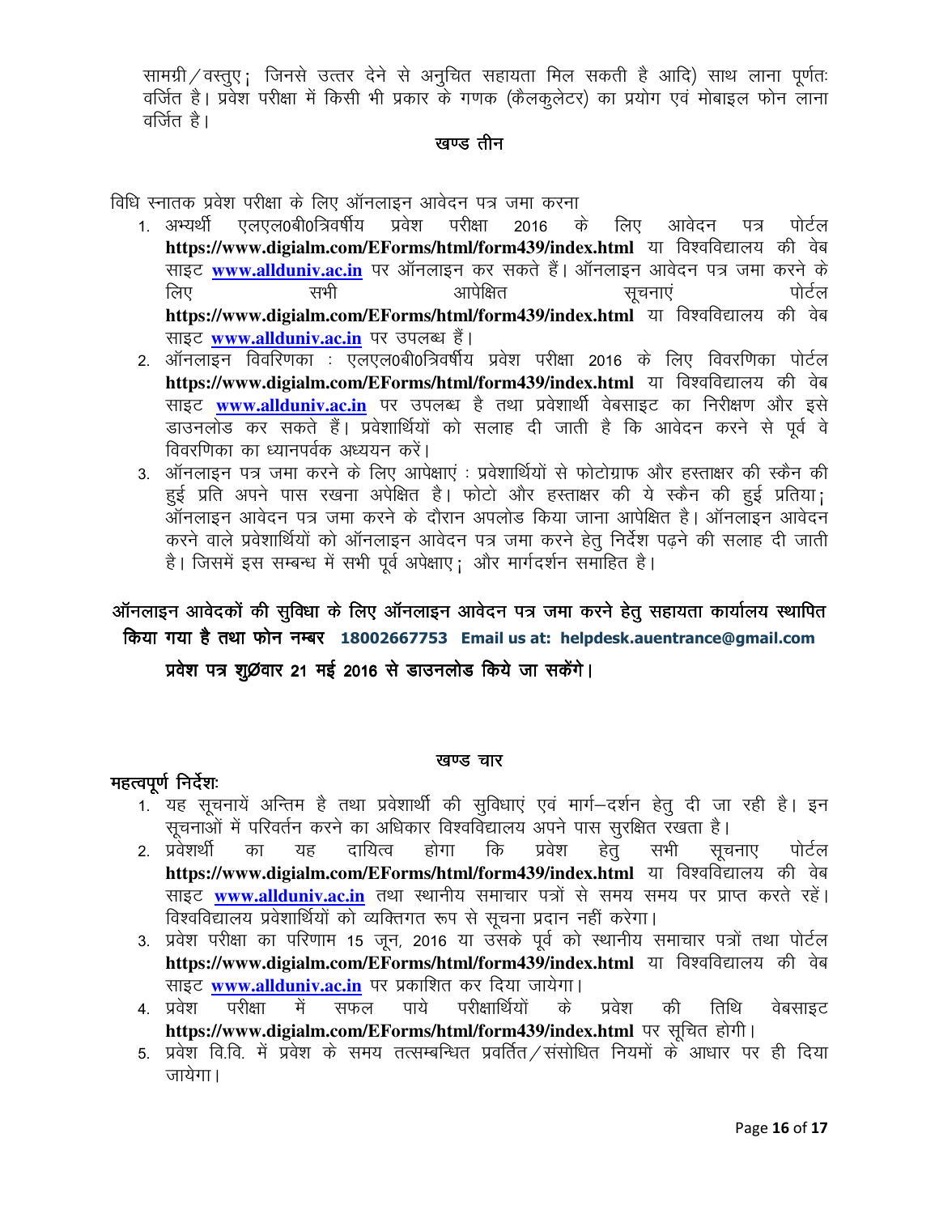सामग्री/वस्तुए; जिनसे उत्तर देने से अनुचित सहायता मिल सकती है आदि) साथ लाना पूर्णतः वर्जित है। प्रवेश परीक्षा में किसी भी प्रकार के गणक (कैलकुलेटर) का प्रयोग एवं मोबाइल फोन लाना वर्जित है।

## खण्ड तीन

विधि स्नातक प्रवेश परीक्षा के लिए ऑनलाइन आवेदन पत्र जमा करना

1. अभ्यर्थी एलएल0बी0त्रिवर्षीय प्रवेश परीक्षा 2016 के लिए आवेदन पत्र पोर्टल **https://www.digialm.com/EForms/html/form439/index.html** या विश्वविद्यालय की वेब साइट **www.allduniv.ac.in** पर ऑनलाइन कर सकते हैं। ऑनलाइन आवेदन पत्र जमा करने के लिए सभी आपेक्षित सूचनाएं पोर्टल **https://www.digialm.com/EForms/html/form439/index.html** या विश्वविद्यालय की वेब साइट **www.allduniv.ac.in** पर उपलब्ध हैं।
2. ऑनलाइन विवरणिका : एलएल0बी0त्रिवर्षीय प्रवेश परीक्षा 2016 के लिए विवरणिका पोर्टल **https://www.digialm.com/EForms/html/form439/index.html** या विश्वविद्यालय की वेब साइट **www.allduniv.ac.in** पर उपलब्ध है तथा प्रवेशार्थी वेबसाइट का निरीक्षण और इसे डाउनलोड कर सकते हैं। प्रवेशार्थियों को सलाह दी जाती है कि आवेदन करने से पूर्व वे विवरणिका का ध्यानपर्वक अध्ययन करें।
3. ऑनलाइन पत्र जमा करने के लिए आपेक्षाएं : प्रवेशार्थियों से फोटोग्राफ और हस्ताक्षर की स्कैन की हुई प्रति अपने पास रखना अपेक्षित है। फोटो और हस्ताक्षर की ये स्कैन की हुई प्रतिया; ऑनलाइन आवेदन पत्र जमा करने के दौरान अपलोड किया जाना आपेक्षित है। ऑनलाइन आवेदन करने वाले प्रवेशार्थियों को ऑनलाइन आवेदन पत्र जमा करने हेतु निर्देश पढ़ने की सलाह दी जाती है। जिसमें इस सम्बन्ध में सभी पूर्व अपेक्षाए; और मार्गदर्शन समाहित है।

**ऑनलाइन आवेदकों की सुविधा के लिए ऑनलाइन आवेदन पत्र जमा करने हेतु सहायता कार्यालय स्थापित किया गया है तथा फोन नम्बर 18002667753 Email us at: helpdesk.auentrance@gmail.com**

**प्रवेश पत्र शुØवार 21 मई 2016 से डाउनलोड किये जा सकेंगे।**

## खण्ड चार

**महत्वपूर्ण निर्देशः**

1. यह सूचनायें अन्तिम है तथा प्रवेशार्थी की सुविधाएं एवं मार्ग–दर्शन हेतु दी जा रही है। इन सूचनाओं में परिवर्तन करने का अधिकार विश्वविद्यालय अपने पास सुरक्षित रखता है।
2. प्रवेशार्थी का यह दायित्व होगा कि प्रवेश हेतु सभी सूचनाए पोर्टल **https://www.digialm.com/EForms/html/form439/index.html** या विश्वविद्यालय की वेब साइट **www.allduniv.ac.in** तथा स्थानीय समाचार पत्रों से समय समय पर प्राप्त करते रहें। विश्वविद्यालय प्रवेशार्थियों को व्यक्तिगत रूप से सूचना प्रदान नहीं करेगा।
3. प्रवेश परीक्षा का परिणाम 15 जून, 2016 या उसके पूर्व को स्थानीय समाचार पत्रों तथा पोर्टल **https://www.digialm.com/EForms/html/form439/index.html** या विश्वविद्यालय की वेब साइट **www.allduniv.ac.in** पर प्रकाशित कर दिया जायेगा।
4. प्रवेश परीक्षा में सफल पाये परीक्षार्थियों के प्रवेश की तिथि वेबसाइट **https://www.digialm.com/EForms/html/form439/index.html** पर सूचित होगी।
5. प्रवेश वि.वि. में प्रवेश के समय तत्सम्बन्धित प्रवर्तित/संसोधित नियमों के आधार पर ही दिया जायेगा।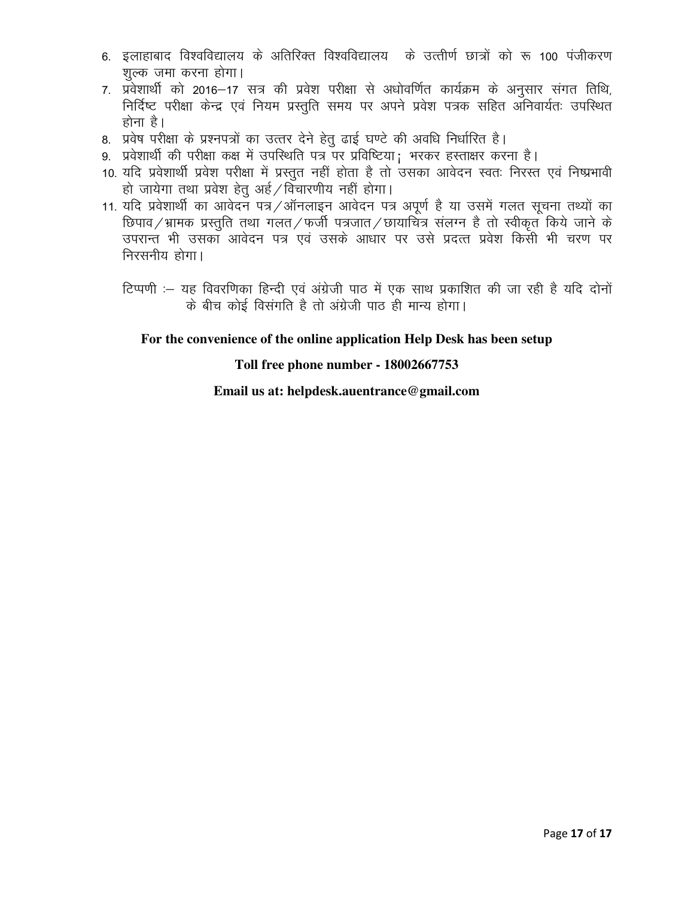6. इलाहाबाद विश्वविद्यालय के अतिरिक्त विश्वविद्यालय के उत्तीर्ण छात्रों को रू 100 पंजीकरण शुल्क जमा करना होगा।
7. प्रवेशार्थी को 2016–17 सत्र की प्रवेश परीक्षा से अधोवर्णित कार्यक्रम के अनुसार संगत तिथि, निर्दिष्ट परीक्षा केन्द्र एवं नियम प्रस्तुति समय पर अपने प्रवेश पत्रक सहित अनिवार्यतः उपस्थित होना है।
8. प्रवेष परीक्षा के प्रश्नपत्रों का उत्तर देने हेतु ढाई घण्टे की अवधि निर्धारित है।
9. प्रवेशार्थी की परीक्षा कक्ष में उपस्थिति पत्र पर प्रविष्टिया¡ भरकर हस्ताक्षर करना है।
10. यदि प्रवेशार्थी प्रवेश परीक्षा में प्रस्तुत नहीं होता है तो उसका आवेदन स्वतः निरस्त एवं निष्प्रभावी हो जायेगा तथा प्रवेश हेतु अर्ह / विचारणीय नहीं होगा।
11. यदि प्रवेशार्थी का आवेदन पत्र / ऑनलाइन आवेदन पत्र अपूर्ण है या उसमें गलत सूचना तथ्यों का छिपाव / भ्रामक प्रस्तुति तथा गलत / फर्जी पत्रजात / छायाचित्र संलग्न है तो स्वीकृत किये जाने के उपरान्त भी उसका आवेदन पत्र एवं उसके आधार पर उसे प्रदत्त प्रवेश किसी भी चरण पर निरसनीय होगा।

टिप्पणी :– यह विवरणिका हिन्दी एवं अंग्रेजी पाठ में एक साथ प्रकाशित की जा रही है यदि दोनों के बीच कोई विसंगति है तो अंग्रेजी पाठ ही मान्य होगा।

**For the convenience of the online application Help Desk has been setup**

**Toll free phone number - 18002667753**

**Email us at: helpdesk.auentrance@gmail.com**